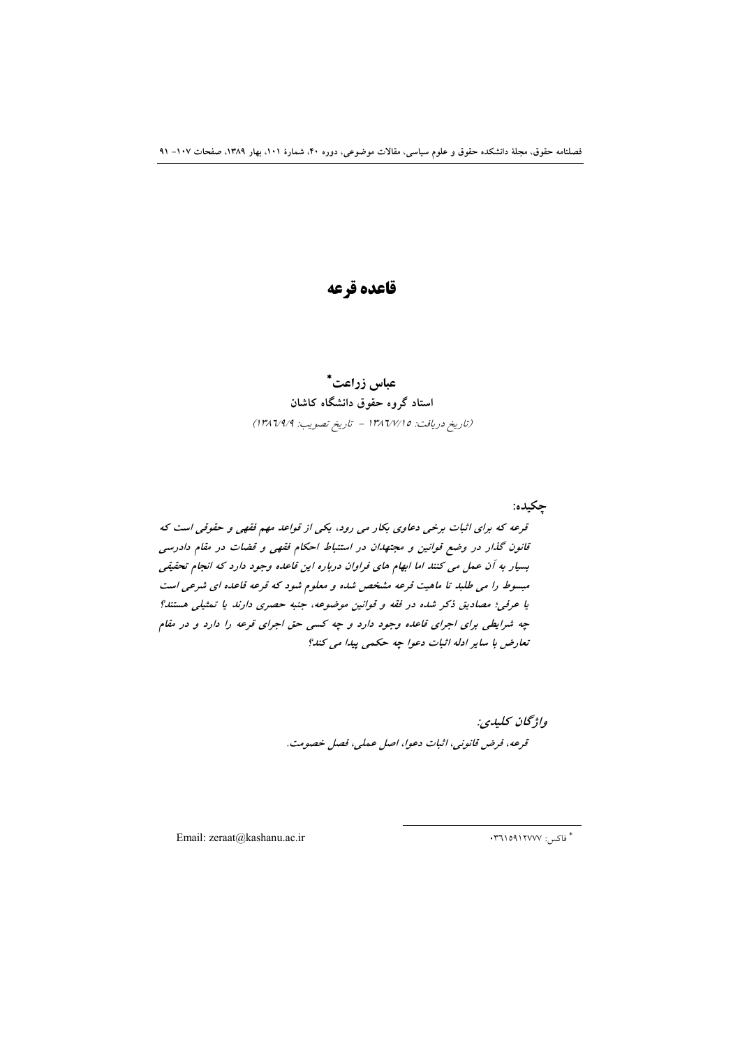# قاعده قرعه

**عباس زراعت***

**استاد گروه حقوق دانشگاه کاشان**

(تاریخ دریافت: ۱۳۸٦/۷/۱۵ - تاریخ تصویب: ۱۳۸٦/۹/۹)

**چکیده:**

*قرعه که برای اثبات برخی دعاوی بکار می رود، یکی از قواعد مهم فقهی و حقوقی است که قانون گذار در وضع قوانین و مجتهدان در استنباط احکام فقهی و قضات در مقام دادرسی بسیار به آن عمل می کنند اما ابهام های فراوان درباره این قاعده وجود دارد که انجام تحقیقی مبسوط را می طلبد تا ماهیت قرعه مشخص شده و معلوم شود که قرعه قاعده ای شرعی است یا عرفی؛ مصادیق ذکر شده در فقه و قوانین موضوعه، جنبه حصری دارند یا تمثیلی هستند؟ چه شرایطی برای اجرای قاعده وجود دارد و چه کسی حق اجرای قرعه را دارد و در مقام تعارض با سایر ادله اثبات دعوا چه حکمی پیدا می کند؟*

***واژگان کلیدی:***

*قرعه، فرض قانونی، اثبات دعوا، اصل عملی، فصل خصومت.*

---

* فاکس: ۰۳٦۱۵۹۱۲۷۷۷

Email: zeraat@kashanu.ac.ir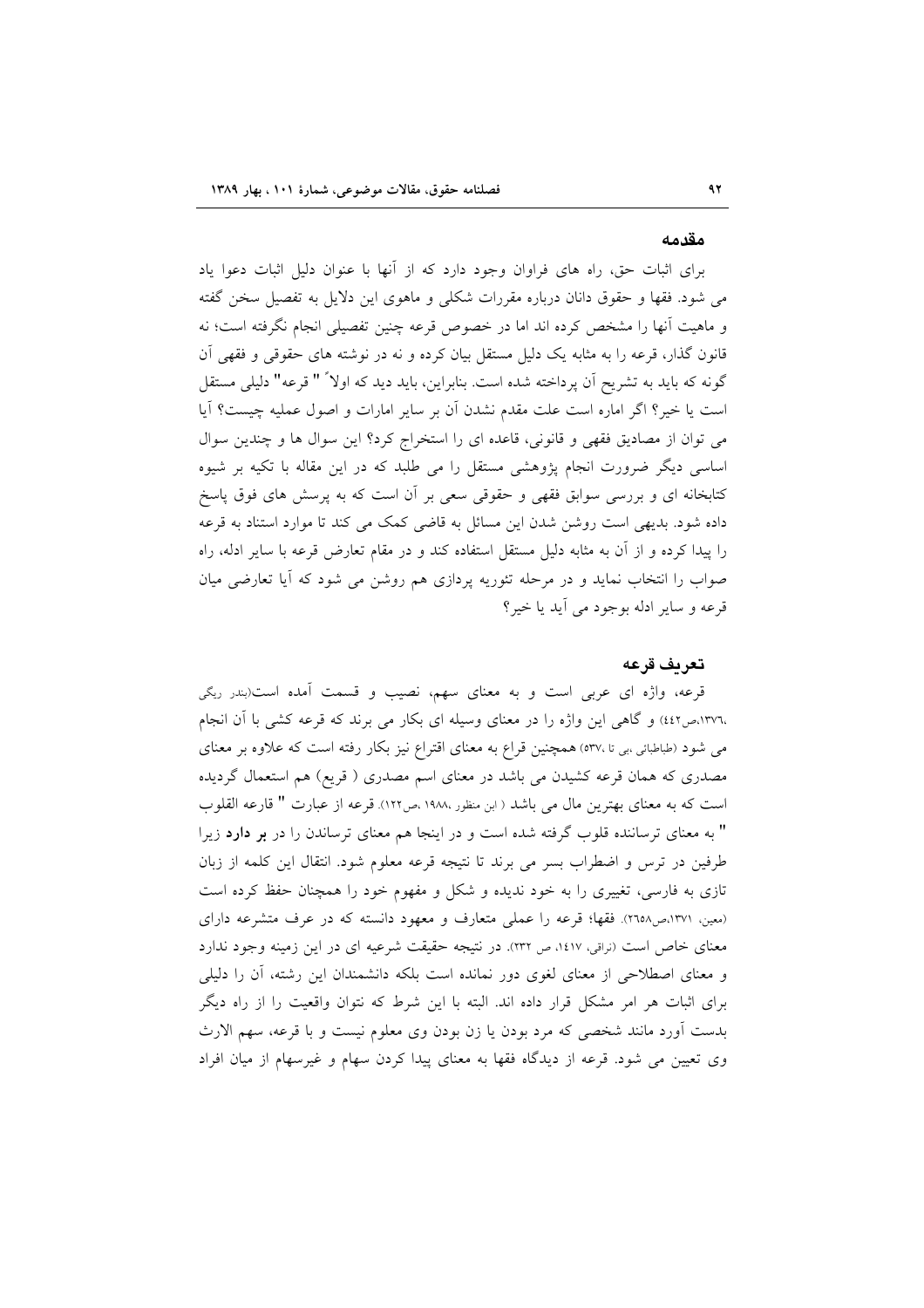## مقدمه

برای اثبات حق، راه های فراوان وجود دارد که از آنها با عنوان دلیل اثبات دعوا یاد می شود. فقها و حقوق دانان درباره مقررات شکلی و ماهوی این دلایل به تفصیل سخن گفته و ماهیت آنها را مشخص کرده اند اما در خصوص قرعه چنین تفصیلی انجام نگرفته است؛ نه قانون گذار، قرعه را به مثابه یک دلیل مستقل بیان کرده و نه در نوشته های حقوقی و فقهی آن گونه که باید به تشریح آن پرداخته شده است. بنابراین، باید دید که اولاً " قرعه" دلیلی مستقل است یا خیر؟ اگر اماره است علت مقدم نشدن آن بر سایر امارات و اصول عملیه چیست؟ آیا می توان از مصادیق فقهی و قانونی، قاعده ای را استخراج کرد؟ این سوال ها و چندین سوال اساسی دیگر ضرورت انجام پژوهشی مستقل را می طلبد که در این مقاله با تکیه بر شیوه کتابخانه ای و بررسی سوابق فقهی و حقوقی سعی بر آن است که به پرسش های فوق پاسخ داده شود. بدیهی است روشن شدن این مسائل به قاضی کمک می کند تا موارد استناد به قرعه را پیدا کرده و از آن به مثابه دلیل مستقل استفاده کند و در مقام تعارض قرعه با سایر ادله، راه صواب را انتخاب نماید و در مرحله تئوریه پردازی هم روشن می شود که آیا تعارضی میان قرعه و سایر ادله بوجود می آید یا خیر؟

## تعریف قرعه

قرعه، واژه ای عربی است و به معنای سهم، نصیب و قسمت آمده است(بندر ریگی ،۱۳۷٦،ص٤٤۲) و گاهی این واژه را در معنای وسیله ای بکار می برند که قرعه کشی با آن انجام می شود (طباطبائی ،بی تا ،٥۳۷) همچنین قراع به معنای اقتراع نیز بکار رفته است که علاوه بر معنای مصدری که همان قرعه کشیدن می باشد در معنای اسم مصدری ( قریع) هم استعمال گردیده است که به معنای بهترین مال می باشد ( ابن منظور ،۱۹۸۸ ،ص۱۲۲). قرعه از عبارت " قارعه القلوب " به معنای ترساننده قلوب گرفته شده است و در اینجا هم معنای ترساندن را در **بر دارد** زیرا طرفین در ترس و اضطراب بسر می برند تا نتیجه قرعه معلوم شود. انتقال این کلمه از زبان تازی به فارسی، تغییری را به خود ندیده و شکل و مفهوم خود را همچنان حفظ کرده است (معین، ۱۳۷۱،ص۲٦٥۸). فقها؛ قرعه را عملی متعارف و معهود دانسته که در عرف متشرعه دارای معنای خاص است (نراقی، ۱٤۱۷، ص ۲۳۲). در نتیجه حقیقت شرعیه ای در این زمینه وجود ندارد و معنای اصطلاحی از معنای لغوی دور نمانده است بلکه دانشمندان این رشته، آن را دلیلی برای اثبات هر امر مشکل قرار داده اند. البته با این شرط که نتوان واقعیت را از راه دیگر بدست آورد مانند شخصی که مرد بودن یا زن بودن وی معلوم نیست و با قرعه، سهم الارث وی تعیین می شود. قرعه از دیدگاه فقها به معنای پیدا کردن سهام و غیرسهام از میان افراد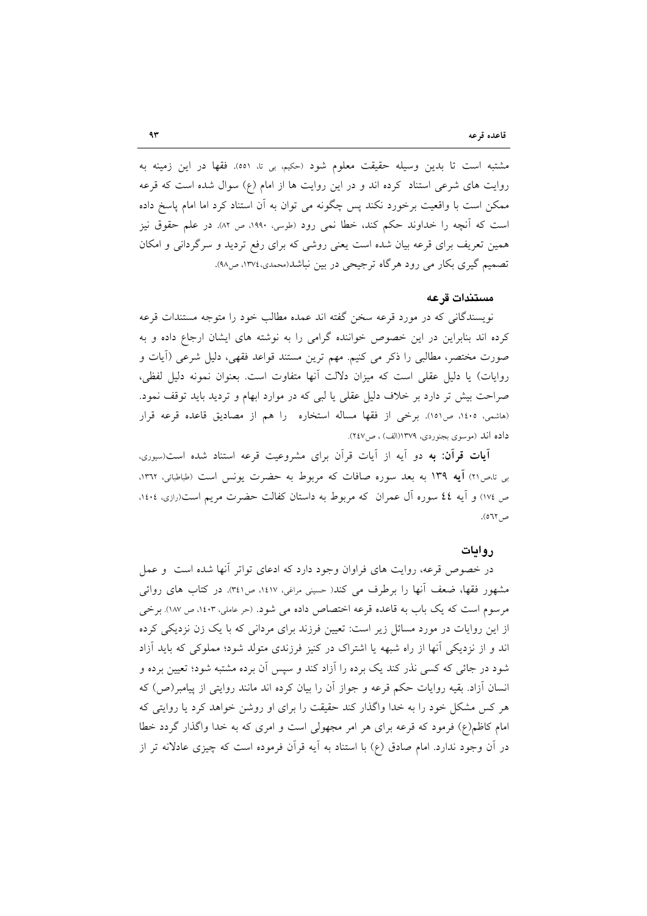مشتبه است تا بدین وسیله حقیقت معلوم شود (حکیم، بی تا، ٥٥١). فقها در این زمینه به روایت های شرعی استناد کرده اند و در این روایت ها از امام (ع) سوال شده است که قرعه ممکن است با واقعیت برخورد نکند پس چگونه می توان به آن استناد کرد اما امام پاسخ داده است که آنچه را خداوند حکم کند، خطا نمی رود (طوسی، ١٩٩٠، ص ٨٢). در علم حقوق نیز همین تعریف برای قرعه بیان شده است یعنی روشی که برای رفع تردید و سرگردانی و امکان تصمیم گیری بکار می رود هرگاه ترجیحی در بین نباشد(محمدی،١٣٧٤، ص٩٨).

### مستندات قرعه

نویسندگانی که در مورد قرعه سخن گفته اند عمده مطالب خود را متوجه مستندات قرعه کرده اند بنابراین در این خصوص خواننده گرامی را به نوشته های ایشان ارجاع داده و به صورت مختصر، مطالبی را ذکر می کنیم. مهم ترین مستند قواعد فقهی، دلیل شرعی (آیات و روایات) یا دلیل عقلی است که میزان دلالت آنها متفاوت است. بعنوان نمونه دلیل لفظی، صراحت بیش تر دارد بر خلاف دلیل عقلی یا لبی که در موارد ابهام و تردید باید توقف نمود. (هاشمی، ١٤٠٥، ص١٥١). برخی از فقها مساله استخاره را هم از مصادیق قاعده قرعه قرار داده اند (موسوی بجنوردی، ١٣٧٩(الف) ، ص٢٤٧).

**آیات قرآن: به** دو آیه از آیات قرآن برای مشروعیت قرعه استناد شده است(سیوری، بی تا،ص٢١) **آیه** ١٣٩ به بعد سوره صافات که مربوط به حضرت یونس است (طباطبائی، ١٣٦٢، ص ١٧٤) و آیه ٤٤ سوره آل عمران که مربوط به داستان کفالت حضرت مریم است(رازی، ١٤٠٤، ص٥٦٢).

### روایات

در خصوص قرعه، روایت های فراوان وجود دارد که ادعای تواتر آنها شده است و عمل مشهور فقها، ضعف آنها را برطرف می کند( حسینی مراغی، ١٤١٧، ص٣٤١). در کتاب های روائی مرسوم است که یک باب به قاعده قرعه اختصاص داده می شود. (حر عاملی، ١٤٠٣، ص ١٨٧). برخی از این روایات در مورد مسائل زیر است: تعیین فرزند برای مردانی که با یک زن نزدیکی کرده اند و از نزدیکی آنها از راه شبهه یا اشتراک در کنیز فرزندی متولد شود؛ مملوکی که باید آزاد شود در جائی که کسی نذر کند یک برده را آزاد کند و سپس آن برده مشتبه شود؛ تعیین برده و انسان آزاد. بقیه روایات حکم قرعه و جواز آن را بیان کرده اند مانند روایتی از پیامبر(ص) که هر کس مشکل خود را به خدا واگذار کند حقیقت را برای او روشن خواهد کرد یا روایتی که امام کاظم(ع) فرمود که قرعه برای هر امر مجهولی است و امری که به خدا واگذار گردد خطا در آن وجود ندارد. امام صادق (ع) با استناد به آیه قرآن فرموده است که چیزی عادلانه تر از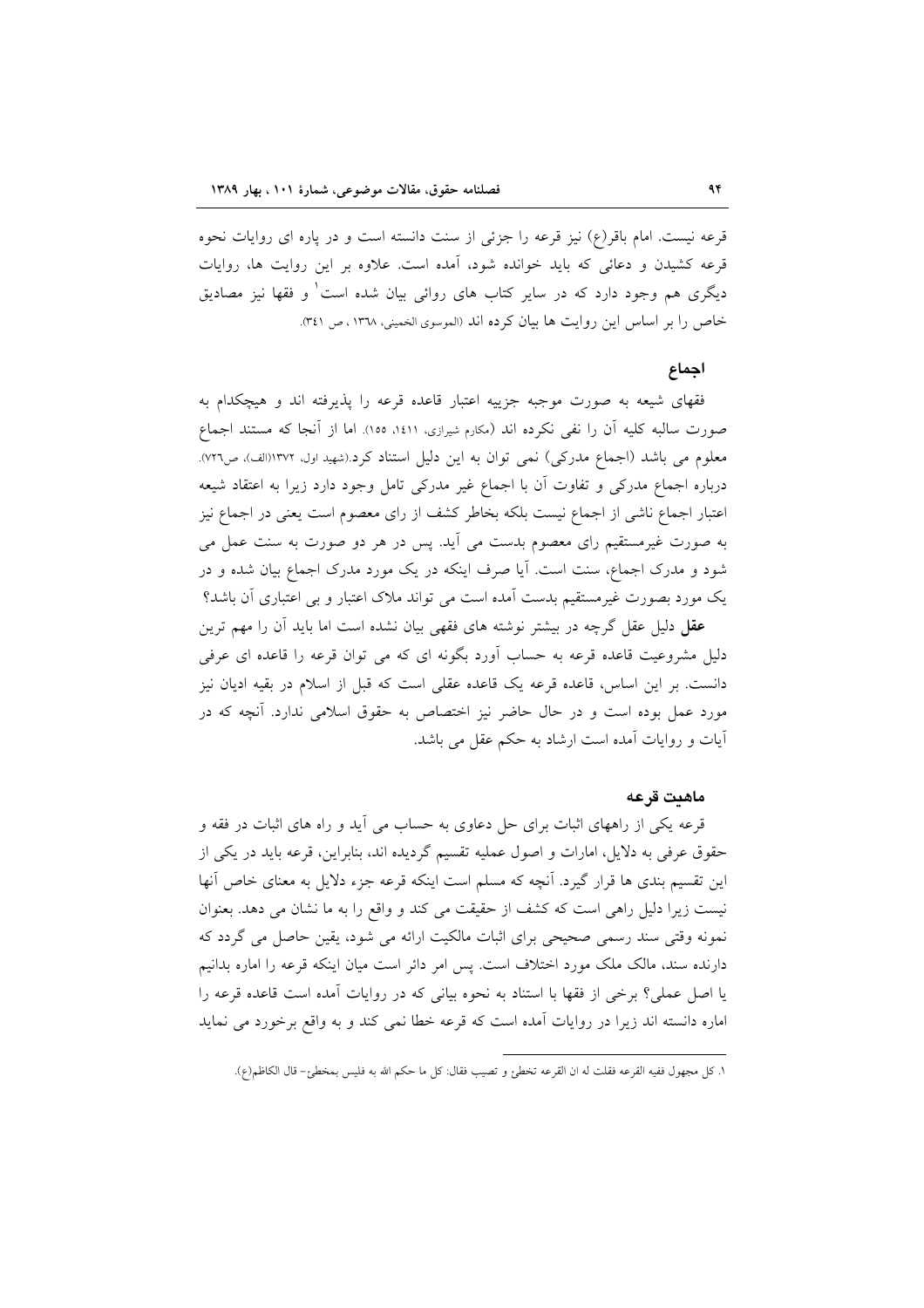قرعه نیست. امام باقر(ع) نیز قرعه را جزئی از سنت دانسته است و در پاره ای روایات نحوه قرعه کشیدن و دعائی که باید خوانده شود، آمده است. علاوه بر این روایت ها، روایات دیگری هم وجود دارد که در سایر کتاب های روائی بیان شده است[1] و فقها نیز مصادیق خاص را بر اساس این روایت ها بیان کرده اند (الموسوی الخمینی، ١٣٦٨، ص ٣٤١).

### اجماع

فقهای شیعه به صورت موجبه جزییه اعتبار قاعده قرعه را پذیرفته اند و هیچکدام به صورت سالبه کلیه آن را نفی نکرده اند (مکارم شیرازی، ١٤١١، ١٥٥). اما از آنجا که مستند اجماع معلوم می باشد (اجماع مدرکی) نمی توان به این دلیل استناد کرد.(شهید اول، ١٣٧٢(الف)، ص٧٢٦). درباره اجماع مدرکی و تفاوت آن با اجماع غیر مدرکی تامل وجود دارد زیرا به اعتقاد شیعه اعتبار اجماع ناشی از اجماع نیست بلکه بخاطر کشف از رای معصوم است یعنی در اجماع نیز به صورت غیرمستقیم رای معصوم بدست می آید. پس در هر دو صورت به سنت عمل می شود و مدرک اجماع، سنت است. آیا صرف اینکه در یک مورد مدرک اجماع بیان شده و در یک مورد بصورت غیرمستقیم بدست آمده است می تواند ملاک اعتبار و بی اعتباری آن باشد؟

**عقل** دلیل عقل گرچه در بیشتر نوشته های فقهی بیان نشده است اما باید آن را مهم ترین دلیل مشروعیت قاعده قرعه به حساب آورد بگونه ای که می توان قرعه را قاعده ای عرفی دانست. بر این اساس، قاعده قرعه یک قاعده عقلی است که قبل از اسلام در بقیه ادیان نیز مورد عمل بوده است و در حال حاضر نیز اختصاص به حقوق اسلامی ندارد. آنچه که در آیات و روایات آمده است ارشاد به حکم عقل می باشد.

### ماهیت قرعه

قرعه یکی از راههای اثبات برای حل دعاوی به حساب می آید و راه های اثبات در فقه و حقوق عرفی به دلایل، امارات و اصول عملیه تقسیم گردیده اند، بنابراین، قرعه باید در یکی از این تقسیم بندی ها قرار گیرد. آنچه که مسلم است اینکه قرعه جزء دلایل به معنای خاص آنها نیست زیرا دلیل راهی است که کشف از حقیقت می کند و واقع را به ما نشان می دهد. بعنوان نمونه وقتی سند رسمی صحیحی برای اثبات مالکیت ارائه می شود، یقین حاصل می گردد که دارنده سند، مالک ملک مورد اختلاف است. پس امر دائر است میان اینکه قرعه را اماره بدانیم یا اصل عملی؟ برخی از فقها با استناد به نحوه بیانی که در روایات آمده است قاعده قرعه را اماره دانسته اند زیرا در روایات آمده است که قرعه خطا نمی کند و به واقع برخورد می نماید

---

١. کل مجهول ففیه القرعه فقلت له ان القرعه تخطئ و تصیب فقال: کل ما حکم الله به فلیس بمخطئ- قال الکاظم(ع).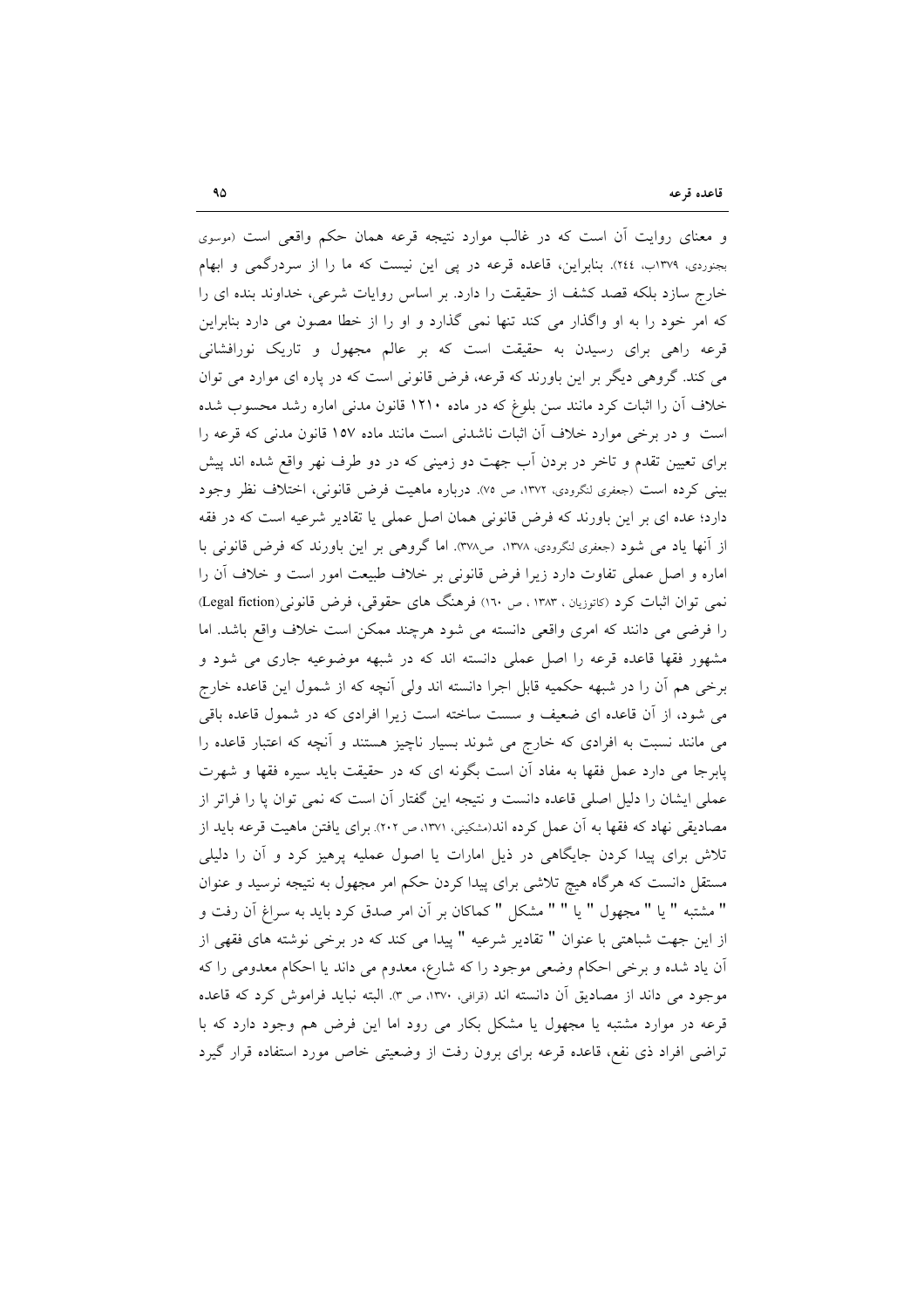و معنای روایت آن است که در غالب موارد نتیجه قرعه همان حکم واقعی است (موسوی بجنوردی، ۱۳۷۹ب، ۲٤٤). بنابراین، قاعده قرعه در پی این نیست که ما را از سردرگمی و ابهام خارج سازد بلکه قصد کشف از حقیقت را دارد. بر اساس روایات شرعی، خداوند بنده ای را که امر خود را به او واگذار می کند تنها نمی گذارد و او را از خطا مصون می دارد بنابراین قرعه راهی برای رسیدن به حقیقت است که بر عالم مجهول و تاریک نورافشانی می کند. گروهی دیگر بر این باورند که قرعه، فرض قانونی است که در پاره ای موارد می توان خلاف آن را اثبات کرد مانند سن بلوغ که در ماده ۱۲۱۰ قانون مدنی اماره رشد محسوب شده است و در برخی موارد خلاف آن اثبات ناشدنی است مانند ماده ۱۵۷ قانون مدنی که قرعه را برای تعیین تقدم و تاخر در بردن آب جهت دو زمینی که در دو طرف نهر واقع شده اند پیش بینی کرده است (جعفری لنگرودی، ۱۳۷۲، ص ۷۵). درباره ماهیت فرض قانونی، اختلاف نظر وجود دارد؛ عده ای بر این باورند که فرض قانونی همان اصل عملی یا تقادیر شرعیه است که در فقه از آنها یاد می شود (جعفری لنگرودی، ۱۳۷۸، ص۳۷۸). اما گروهی بر این باورند که فرض قانونی با اماره و اصل عملی تفاوت دارد زیرا فرض قانونی بر خلاف طبیعت امور است و خلاف آن را نمی توان اثبات کرد (کاتوزیان ، ۱۳۸۳ ، ص ۱٦۰) فرهنگ های حقوقی، فرض قانونی(Legal fiction) را فرضی می دانند که امری واقعی دانسته می شود هرچند ممکن است خلاف واقع باشد. اما مشهور فقها قاعده قرعه را اصل عملی دانسته اند که در شبهه موضوعیه جاری می شود و برخی هم آن را در شبهه حکمیه قابل اجرا دانسته اند ولی آنچه که از شمول این قاعده خارج می شود، از آن قاعده ای ضعیف و سست ساخته است زیرا افرادی که در شمول قاعده باقی می مانند نسبت به افرادی که خارج می شوند بسیار ناچیز هستند و آنچه که اعتبار قاعده را پابرجا می دارد عمل فقها به مفاد آن است بگونه ای که در حقیقت باید سیره فقها و شهرت عملی ایشان را دلیل اصلی قاعده دانست و نتیجه این گفتار آن است که نمی توان پا را فراتر از مصادیقی نهاد که فقها به آن عمل کرده اند(مشکینی، ۱۳۷۱، ص ۲۰۲). برای یافتن ماهیت قرعه باید از تلاش برای پیدا کردن جایگاهی در ذیل امارات یا اصول عملیه پرهیز کرد و آن را دلیلی مستقل دانست که هرگاه هیچ تلاشی برای پیدا کردن حکم امر مجهول به نتیجه نرسید و عنوان " مشتبه " یا " مجهول " یا " " مشکل " کماکان بر آن امر صدق کرد باید به سراغ آن رفت و از این جهت شباهتی با عنوان " تقادیر شرعیه " پیدا می کند که در برخی نوشته های فقهی از آن یاد شده و برخی احکام وضعی موجود را که شارع، معدوم می داند یا احکام معدومی را که موجود می داند از مصادیق آن دانسته اند (قرافی، ۱۳۷۰، ص ۳). البته نباید فراموش کرد که قاعده قرعه در موارد مشتبه یا مجهول یا مشکل بکار می رود اما این فرض هم وجود دارد که با تراضی افراد ذی نفع، قاعده قرعه برای برون رفت از وضعیتی خاص مورد استفاده قرار گیرد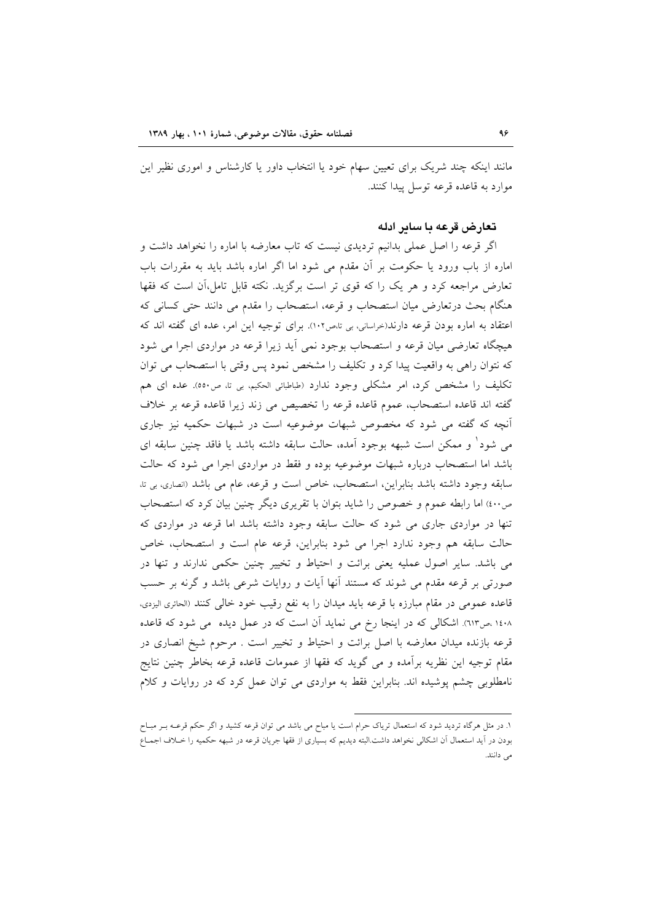مانند اینکه چند شریک برای تعیین سهام خود یا انتخاب داور یا کارشناس و اموری نظیر این موارد به قاعده قرعه توسل پیدا کنند.

### تعارض قرعه با سایر ادله

اگر قرعه را اصل عملی بدانیم تردیدی نیست که تاب معارضه با اماره را نخواهد داشت و اماره از باب ورود یا حکومت بر آن مقدم می شود اما اگر اماره باشد باید به مقررات باب تعارض مراجعه کرد و هر یک را که قوی تر است برگزید. نکته قابل تامل،آن است که فقها هنگام بحث درتعارض میان استصحاب و قرعه، استصحاب را مقدم می دانند حتی کسانی که اعتقاد به اماره بودن قرعه دارند(خراسانی، بی تا،ص۱۰۲). برای توجیه این امر، عده ای گفته اند که هیچگاه تعارضی میان قرعه و استصحاب بوجود نمی آید زیرا قرعه در مواردی اجرا می شود که نتوان راهی به واقعیت پیدا کرد و تکلیف را مشخص نمود پس وقتی با استصحاب می توان تکلیف را مشخص کرد، امر مشکلی وجود ندارد (طباطبائی الحکیم، بی تا، ص۵۵۰). عده ای هم گفته اند قاعده استصحاب، عموم قاعده قرعه را تخصیص می زند زیرا قاعده قرعه بر خلاف آنچه که گفته می شود که مخصوص شبهات موضوعیه است در شبهات حکمیه نیز جاری می شود[1] و ممکن است شبهه بوجود آمده، حالت سابقه داشته باشد یا فاقد چنین سابقه ای باشد اما استصحاب درباره شبهات موضوعیه بوده و فقط در مواردی اجرا می شود که حالت سابقه وجود داشته باشد بنابراین، استصحاب، خاص است و قرعه، عام می باشد (انصاری، بی تا، ص۴۰۰) اما رابطه عموم و خصوص را شاید بتوان با تقریری دیگر چنین بیان کرد که استصحاب تنها در مواردی جاری می شود که حالت سابقه وجود داشته باشد اما قرعه در مواردی که حالت سابقه هم وجود ندارد اجرا می شود بنابراین، قرعه عام است و استصحاب، خاص می باشد. سایر اصول عملیه یعنی برائت و احتیاط و تخییر چنین حکمی ندارند و تنها در صورتی بر قرعه مقدم می شوند که مستند آنها آیات و روایات شرعی باشد و گرنه بر حسب قاعده عمومی در مقام مبارزه با قرعه باید میدان را به نفع رقیب خود خالی کنند (الحائری الیزدی، ۱۴۰۸ ،ص۶۱۳). اشکالی که در اینجا رخ می نماید آن است که در عمل دیده می شود که قاعده قرعه بازنده میدان معارضه با اصل برائت و احتیاط و تخییر است . مرحوم شیخ انصاری در مقام توجیه این نظریه برآمده و می گوید که فقها از عمومات قاعده قرعه بخاطر چنین نتایج نامطلوبی چشم پوشیده اند. بنابراین فقط به مواردی می توان عمل کرد که در روایات و کلام

---

۱. در مثل هرگاه تردید شود که استعمال تریاک حرام است یا مباح می باشد می توان قرعه کشید و اگر حکم قرعه بر مباح بودن در آید استعمال آن اشکالی نخواهد داشت.البته دیدیم که بسیاری از فقها جریان قرعه در شبهه حکمیه را خلاف اجماع می دانند.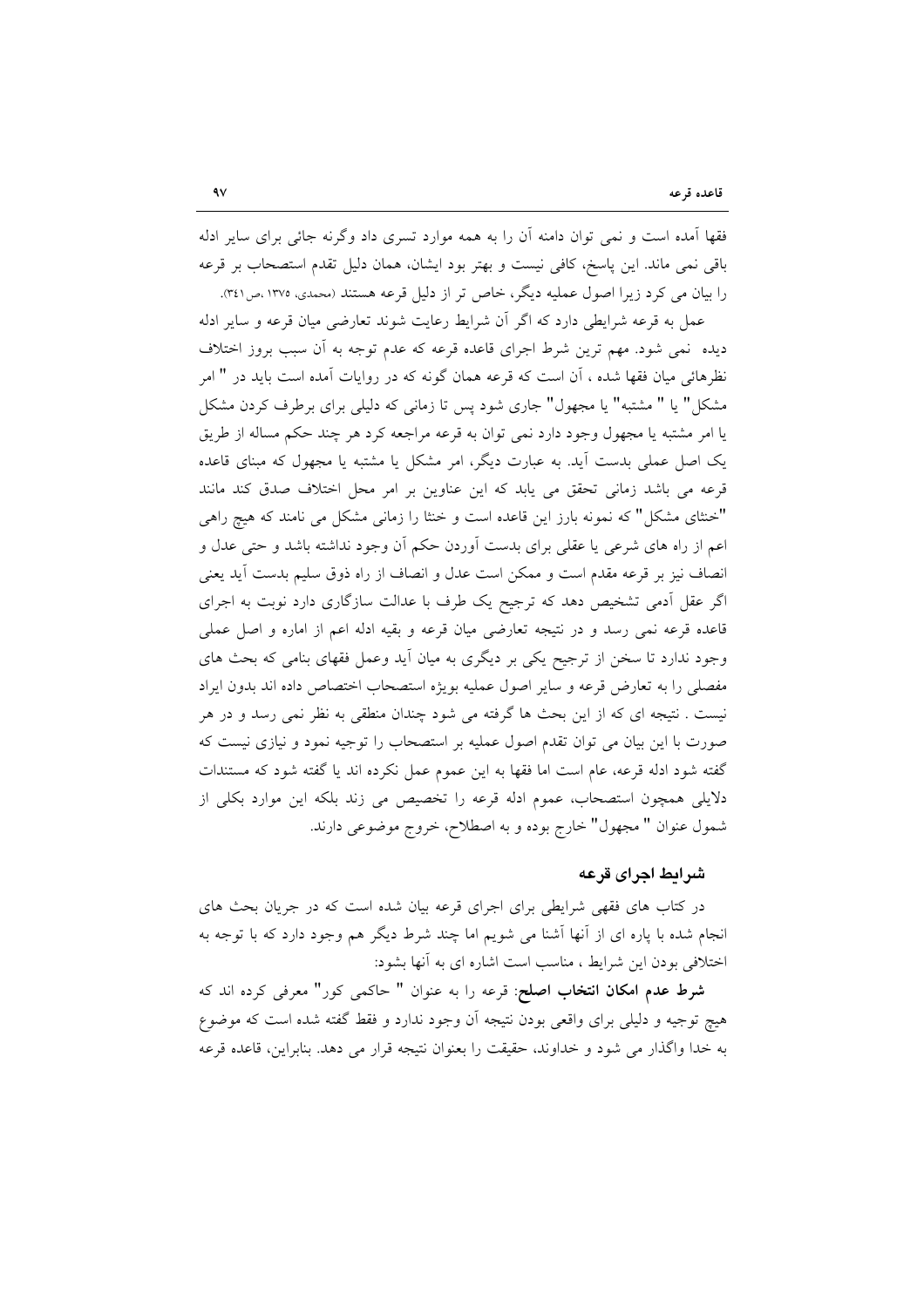فقها آمده است و نمی توان دامنه آن را به همه موارد تسری داد وگرنه جائی برای سایر ادله باقی نمی ماند. این پاسخ، کافی نیست و بهتر بود ایشان، همان دلیل تقدم استصحاب بر قرعه را بیان می کرد زیرا اصول عملیه دیگر، خاص تر از دلیل قرعه هستند (محمدی، ۱۳۷۵ ،ص۳٤۱).

عمل به قرعه شرایطی دارد که اگر آن شرایط رعایت شوند تعارضی میان قرعه و سایر ادله دیده نمی شود. مهم ترین شرط اجرای قاعده قرعه که عدم توجه به آن سبب بروز اختلاف نظرهائی میان فقها شده ، آن است که قرعه همان گونه که در روایات آمده است باید در " امر مشکل" یا " مشتبه" یا مجهول" جاری شود پس تا زمانی که دلیلی برای برطرف کردن مشکل یا امر مشتبه یا مجهول وجود دارد نمی توان به قرعه مراجعه کرد هر چند حکم مساله از طریق یک اصل عملی بدست آید. به عبارت دیگر، امر مشکل یا مشتبه یا مجهول که مبنای قاعده قرعه می باشد زمانی تحقق می یابد که این عناوین بر امر محل اختلاف صدق کند مانند "خنثای مشکل" که نمونه بارز این قاعده است و خنثا را زمانی مشکل می نامند که هیچ راهی اعم از راه های شرعی یا عقلی برای بدست آوردن حکم آن وجود نداشته باشد و حتی عدل و انصاف نیز بر قرعه مقدم است و ممکن است عدل و انصاف از راه ذوق سلیم بدست آید یعنی اگر عقل آدمی تشخیص دهد که ترجیح یک طرف با عدالت سازگاری دارد نوبت به اجرای قاعده قرعه نمی رسد و در نتیجه تعارضی میان قرعه و بقیه ادله اعم از اماره و اصل عملی وجود ندارد تا سخن از ترجیح یکی بر دیگری به میان آید وعمل فقهای بنامی که بحث های مفصلی را به تعارض قرعه و سایر اصول عملیه بویژه استصحاب اختصاص داده اند بدون ایراد نیست . نتیجه ای که از این بحث ها گرفته می شود چندان منطقی به نظر نمی رسد و در هر صورت با این بیان می توان تقدم اصول عملیه بر استصحاب را توجیه نمود و نیازی نیست که گفته شود ادله قرعه، عام است اما فقها به این عموم عمل نکرده اند یا گفته شود که مستندات دلایلی همچون استصحاب، عموم ادله قرعه را تخصیص می زند بلکه این موارد بکلی از شمول عنوان " مجهول" خارج بوده و به اصطلاح، خروج موضوعی دارند.

### شرایط اجرای قرعه

در کتاب های فقهی شرایطی برای اجرای قرعه بیان شده است که در جریان بحث های انجام شده با پاره ای از آنها آشنا می شویم اما چند شرط دیگر هم وجود دارد که با توجه به اختلافی بودن این شرایط ، مناسب است اشاره ای به آنها بشود:

**شرط عدم امکان انتخاب اصلح**: قرعه را به عنوان " حاکمی کور" معرفی کرده اند که هیچ توجیه و دلیلی برای واقعی بودن نتیجه آن وجود ندارد و فقط گفته شده است که موضوع به خدا واگذار می شود و خداوند، حقیقت را بعنوان نتیجه قرار می دهد. بنابراین، قاعده قرعه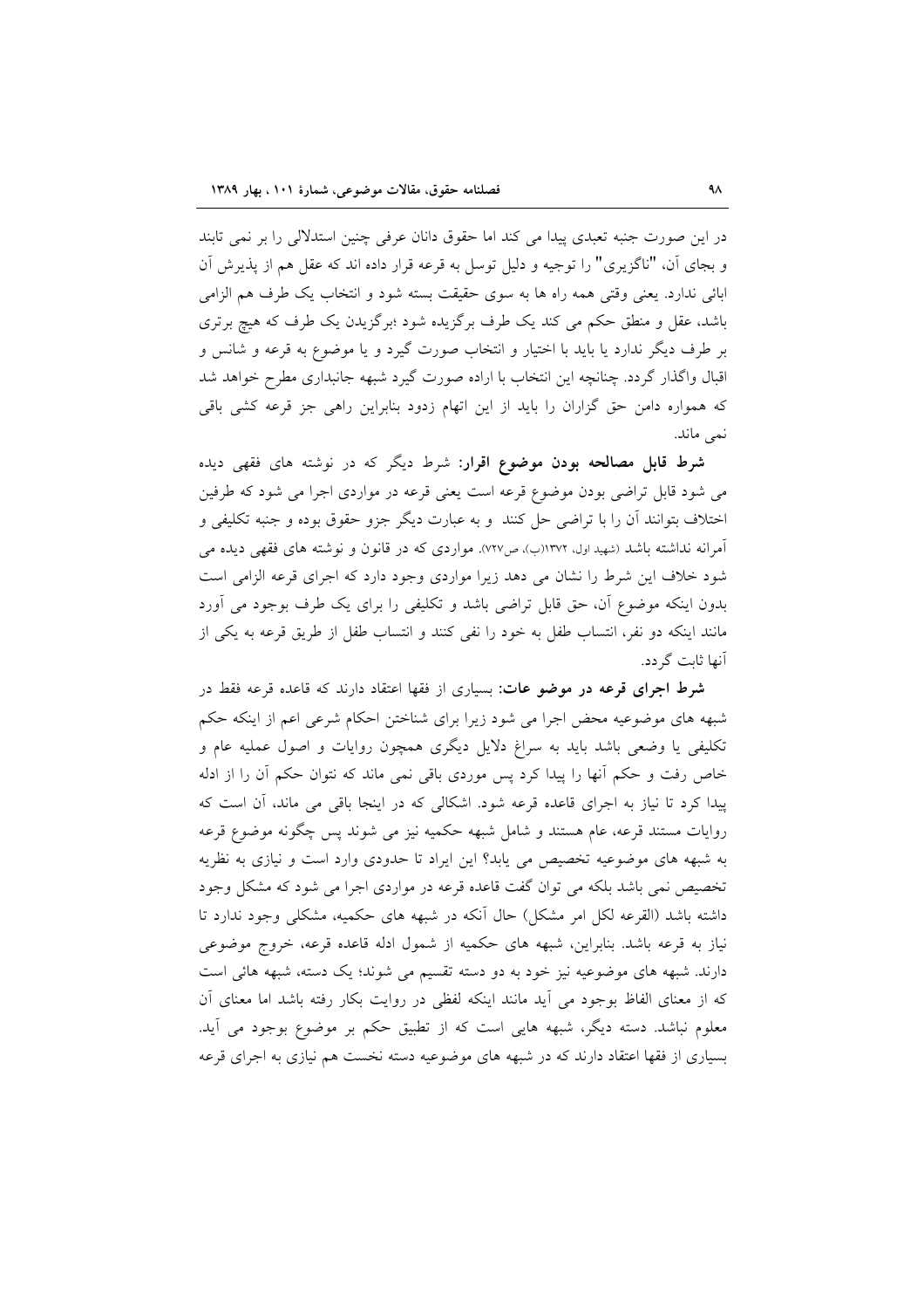در این صورت جنبه تعبدی پیدا می کند اما حقوق دانان عرفی چنین استدلالی را بر نمی تابند و بجای آن، "ناگزیری" را توجیه و دلیل توسل به قرعه قرار داده اند که عقل هم از پذیرش آن ابائی ندارد. یعنی وقتی همه راه ها به سوی حقیقت بسته شود و انتخاب یک طرف هم الزامی باشد، عقل و منطق حکم می کند یک طرف برگزیده شود ؛برگزیدن یک طرف که هیچ برتری بر طرف دیگر ندارد یا باید با اختیار و انتخاب صورت گیرد و یا موضوع به قرعه و شانس و اقبال واگذار گردد. چنانچه این انتخاب با اراده صورت گیرد شبهه جانبداری مطرح خواهد شد که همواره دامن حق گزاران را باید از این اتهام زدود بنابراین راهی جز قرعه کشی باقی نمی ماند.

**شرط قابل مصالحه بودن موضوع اقرار:** شرط دیگر که در نوشته های فقهی دیده می شود قابل تراضی بودن موضوع قرعه است یعنی قرعه در مواردی اجرا می شود که طرفین اختلاف بتوانند آن را با تراضی حل کنند و به عبارت دیگر جزو حقوق بوده و جنبه تکلیفی و آمرانه نداشته باشد (شهید اول، ۱۳۷۲(ب)، ص۷۲۷). مواردی که در قانون و نوشته های فقهی دیده می شود خلاف این شرط را نشان می دهد زیرا مواردی وجود دارد که اجرای قرعه الزامی است بدون اینکه موضوع آن، حق قابل تراضی باشد و تکلیفی را برای یک طرف بوجود می آورد مانند اینکه دو نفر، انتساب طفل به خود را نفی کنند و انتساب طفل از طریق قرعه به یکی از آنها ثابت گردد.

**شرط اجرای قرعه در موضو عات:** بسیاری از فقها اعتقاد دارند که قاعده قرعه فقط در شبهه های موضوعیه محض اجرا می شود زیرا برای شناختن احکام شرعی اعم از اینکه حکم تکلیفی یا وضعی باشد باید به سراغ دلایل دیگری همچون روایات و اصول عملیه عام و خاص رفت و حکم آنها را پیدا کرد پس موردی باقی نمی ماند که نتوان حکم آن را از ادله پیدا کرد تا نیاز به اجرای قاعده قرعه شود. اشکالی که در اینجا باقی می ماند، آن است که روایات مستند قرعه، عام هستند و شامل شبهه حکمیه نیز می شوند پس چگونه موضوع قرعه به شبهه های موضوعیه تخصیص می یابد؟ این ایراد تا حدودی وارد است و نیازی به نظریه تخصیص نمی باشد بلکه می توان گفت قاعده قرعه در مواردی اجرا می شود که مشکل وجود داشته باشد (القرعه لکل امر مشکل) حال آنکه در شبهه های حکمیه، مشکلی وجود ندارد تا نیاز به قرعه باشد. بنابراین، شبهه های حکمیه از شمول ادله قاعده قرعه، خروج موضوعی دارند. شبهه های موضوعیه نیز خود به دو دسته تقسیم می شوند؛ یک دسته، شبهه هائی است که از معنای الفاظ بوجود می آید مانند اینکه لفظی در روایت بکار رفته باشد اما معنای آن معلوم نباشد. دسته دیگر، شبهه هایی است که از تطبیق حکم بر موضوع بوجود می آید. بسیاری از فقها اعتقاد دارند که در شبهه های موضوعیه دسته نخست هم نیازی به اجرای قرعه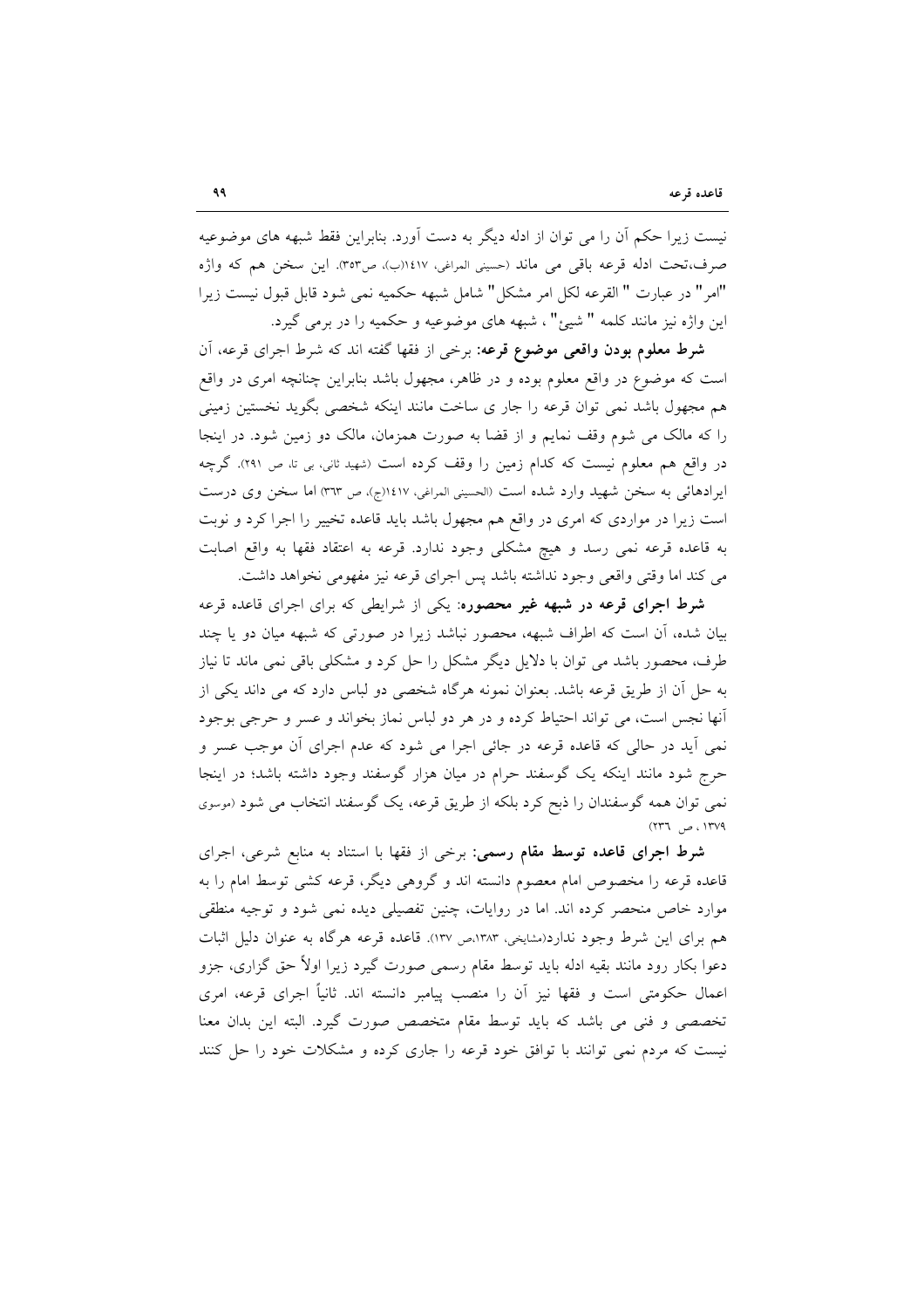نیست زیرا حکم آن را می توان از ادله دیگر به دست آورد. بنابراین فقط شبهه های موضوعیه صرف،تحت ادله قرعه باقی می ماند (حسینی المراغی، ١٤١٧(ب)، ص٣٥٣). این سخن هم که واژه "امر" در عبارت " القرعه لکل امر مشکل" شامل شبهه حکمیه نمی شود قابل قبول نیست زیرا این واژه نیز مانند کلمه " شیئ" ، شبهه های موضوعیه و حکمیه را در برمی گیرد.

**شرط معلوم بودن واقعی موضوع قرعه**: برخی از فقها گفته اند که شرط اجرای قرعه، آن است که موضوع در واقع معلوم بوده و در ظاهر، مجهول باشد بنابراین چنانچه امری در واقع هم مجهول باشد نمی توان قرعه را جار ی ساخت مانند اینکه شخصی بگوید نخستین زمینی را که مالک می شوم وقف نمایم و از قضا به صورت همزمان، مالک دو زمین شود. در اینجا در واقع هم معلوم نیست که کدام زمین را وقف کرده است (شهید ثانی، بی تا، ص ٢٩١). گرچه ایرادهائی به سخن شهید وارد شده است (الحسینی المراغی، ١٤١٧(ج)، ص ٣٦٣) اما سخن وی درست است زیرا در مواردی که امری در واقع هم مجهول باشد باید قاعده تخییر را اجرا کرد و نوبت به قاعده قرعه نمی رسد و هیچ مشکلی وجود ندارد. قرعه به اعتقاد فقها به واقع اصابت می کند اما وقتی واقعی وجود نداشته باشد پس اجرای قرعه نیز مفهومی نخواهد داشت.

**شرط اجرای قرعه در شبهه غیر محصوره**: یکی از شرایطی که برای اجرای قاعده قرعه بیان شده، آن است که اطراف شبهه، محصور نباشد زیرا در صورتی که شبهه میان دو یا چند طرف، محصور باشد می توان با دلایل دیگر مشکل را حل کرد و مشکلی باقی نمی ماند تا نیاز به حل آن از طریق قرعه باشد. بعنوان نمونه هرگاه شخصی دو لباس دارد که می داند یکی از آنها نجس است، می تواند احتیاط کرده و در هر دو لباس نماز بخواند و عسر و حرجی بوجود نمی آید در حالی که قاعده قرعه در جائی اجرا می شود که عدم اجرای آن موجب عسر و حرج شود مانند اینکه یک گوسفند حرام در میان هزار گوسفند وجود داشته باشد؛ در اینجا نمی توان همه گوسفندان را ذبح کرد بلکه از طریق قرعه، یک گوسفند انتخاب می شود (موسوی ١٣٧٩ ، ص ٢٣٦)

**شرط اجرای قاعده توسط مقام رسمی**: برخی از فقها با استناد به منابع شرعی، اجرای قاعده قرعه را مخصوص امام معصوم دانسته اند و گروهی دیگر، قرعه کشی توسط امام را به موارد خاص منحصر کرده اند. اما در روایات، چنین تفصیلی دیده نمی شود و توجیه منطقی هم برای این شرط وجود ندارد(مشایخی، ١٣٨٣،ص ١٣٧). قاعده قرعه هرگاه به عنوان دلیل اثبات دعوا بکار رود مانند بقیه ادله باید توسط مقام رسمی صورت گیرد زیرا اولاً حق گزاری، جزو اعمال حکومتی است و فقها نیز آن را منصب پیامبر دانسته اند. ثانیاً اجرای قرعه، امری تخصصی و فنی می باشد که باید توسط مقام متخصص صورت گیرد. البته این بدان معنا نیست که مردم نمی توانند با توافق خود قرعه را جاری کرده و مشکلات خود را حل کنند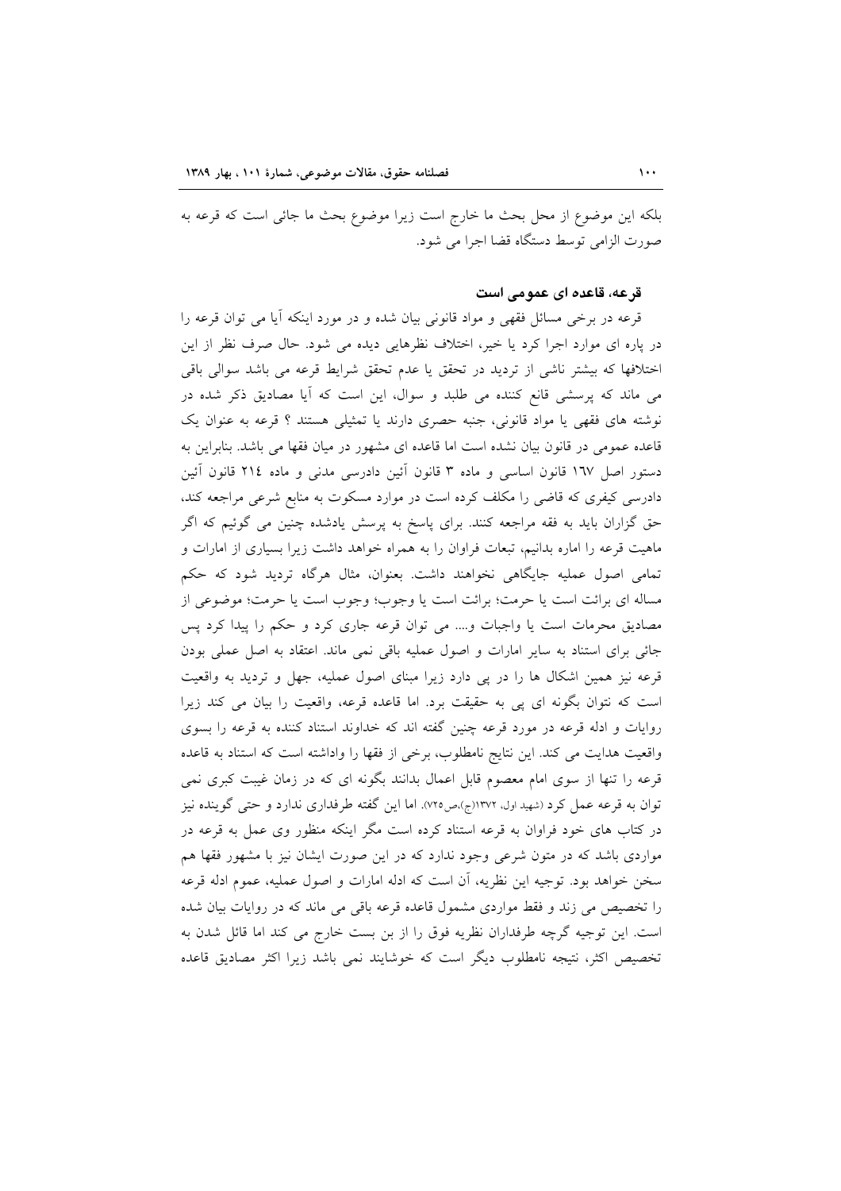بلکه این موضوع از محل بحث ما خارج است زیرا موضوع بحث ما جائی است که قرعه به صورت الزامی توسط دستگاه قضا اجرا می شود.

### قرعه، قاعده ای عمومی است

قرعه در برخی مسائل فقهی و مواد قانونی بیان شده و در مورد اینکه آیا می توان قرعه را در پاره ای موارد اجرا کرد یا خیر، اختلاف نظرهایی دیده می شود. حال صرف نظر از این اختلافها که بیشتر ناشی از تردید در تحقق یا عدم تحقق شرایط قرعه می باشد سوالی باقی می ماند که پرسشی قانع کننده می طلبد و سوال، این است که آیا مصادیق ذکر شده در نوشته های فقهی یا مواد قانونی، جنبه حصری دارند یا تمثیلی هستند ؟ قرعه به عنوان یک قاعده عمومی در قانون بیان نشده است اما قاعده ای مشهور در میان فقها می باشد. بنابراین به دستور اصل ۱۶۷ قانون اساسی و ماده ۳ قانون آئین دادرسی مدنی و ماده ۲۱٤ قانون آئین دادرسی کیفری که قاضی را مکلف کرده است در موارد مسکوت به منابع شرعی مراجعه کند، حق گزاران باید به فقه مراجعه کنند. برای پاسخ به پرسش یادشده چنین می گوئیم که اگر ماهیت قرعه را اماره بدانیم، تبعات فراوان را به همراه خواهد داشت زیرا بسیاری از امارات و تمامی اصول عملیه جایگاهی نخواهند داشت. بعنوان، مثال هرگاه تردید شود که حکم مساله ای برائت است یا حرمت؛ برائت است یا وجوب؛ وجوب است یا حرمت؛ موضوعی از مصادیق محرمات است یا واجبات و.... می توان قرعه جاری کرد و حکم را پیدا کرد پس جائی برای استناد به سایر امارات و اصول عملیه باقی نمی ماند. اعتقاد به اصل عملی بودن قرعه نیز همین اشکال ها را در پی دارد زیرا مبنای اصول عملیه، جهل و تردید به واقعیت است که نتوان بگونه ای پی به حقیقت برد. اما قاعده قرعه، واقعیت را بیان می کند زیرا روایات و ادله قرعه در مورد قرعه چنین گفته اند که خداوند استناد کننده به قرعه را بسوی واقعیت هدایت می کند. این نتایج نامطلوب، برخی از فقها را واداشته است که استناد به قاعده قرعه را تنها از سوی امام معصوم قابل اعمال بدانند بگونه ای که در زمان غیبت کبری نمی توان به قرعه عمل کرد (شهید اول، ۱۳۷۲(ج)،ص۷۲۵). اما این گفته طرفداری ندارد و حتی گوینده نیز در کتاب های خود فراوان به قرعه استناد کرده است مگر اینکه منظور وی عمل به قرعه در مواردی باشد که در متون شرعی وجود ندارد که در این صورت ایشان نیز با مشهور فقها هم سخن خواهد بود. توجیه این نظریه، آن است که ادله امارات و اصول عملیه، عموم ادله قرعه را تخصیص می زند و فقط مواردی مشمول قاعده قرعه باقی می ماند که در روایات بیان شده است. این توجیه گرچه طرفداران نظریه فوق را از بن بست خارج می کند اما قائل شدن به تخصیص اکثر، نتیجه نامطلوب دیگر است که خوشایند نمی باشد زیرا اکثر مصادیق قاعده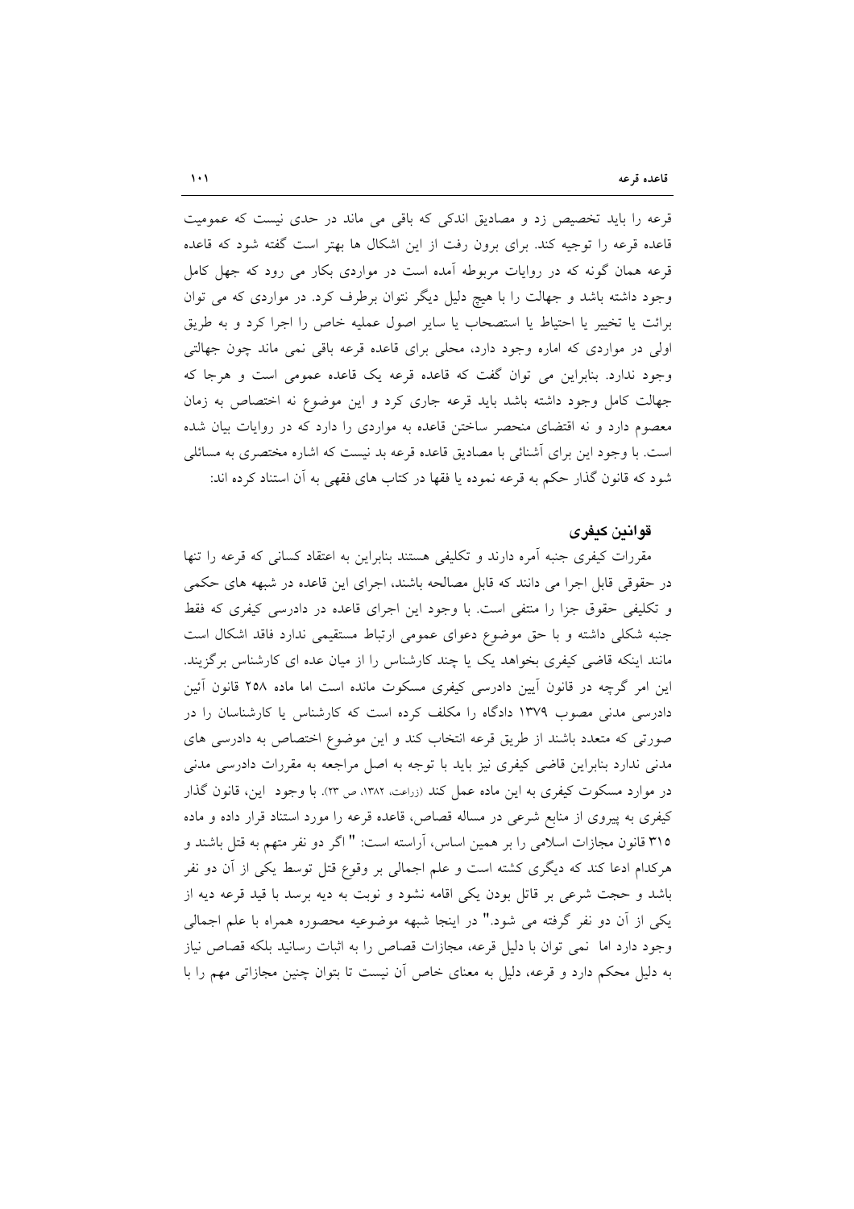قرعه را باید تخصیص زد و مصادیق اندکی که باقی می ماند در حدی نیست که عمومیت قاعده قرعه را توجیه کند. برای برون رفت از این اشکال ها بهتر است گفته شود که قاعده قرعه همان گونه که در روایات مربوطه آمده است در مواردی بکار می رود که جهل کامل وجود داشته باشد و جهالت را با هیچ دلیل دیگر نتوان برطرف کرد. در مواردی که می توان برائت یا تخییر یا احتیاط یا استصحاب یا سایر اصول عملیه خاص را اجرا کرد و به طریق اولی در مواردی که اماره وجود دارد، محلی برای قاعده قرعه باقی نمی ماند چون جهالتی وجود ندارد. بنابراین می توان گفت که قاعده قرعه یک قاعده عمومی است و هرجا که جهالت کامل وجود داشته باشد باید قرعه جاری کرد و این موضوع نه اختصاص به زمان معصوم دارد و نه اقتضای منحصر ساختن قاعده به مواردی را دارد که در روایات بیان شده است. با وجود این برای آشنائی با مصادیق قاعده قرعه بد نیست که اشاره مختصری به مسائلی شود که قانون گذار حکم به قرعه نموده یا فقها در کتاب های فقهی به آن استناد کرده اند:

### قوانین کیفری

مقررات کیفری جنبه آمره دارند و تکلیفی هستند بنابراین به اعتقاد کسانی که قرعه را تنها در حقوقی قابل اجرا می دانند که قابل مصالحه باشند، اجرای این قاعده در شبهه های حکمی و تکلیفی حقوق جزا را منتفی است. با وجود این اجرای این قاعده در دادرسی کیفری که فقط جنبه شکلی داشته و با حق موضوع دعوای عمومی ارتباط مستقیمی ندارد فاقد اشکال است مانند اینکه قاضی کیفری بخواهد یک یا چند کارشناس را از میان عده ای کارشناس برگزیند. این امر گرچه در قانون آیین دادرسی کیفری مسکوت مانده است اما ماده ۲۵۸ قانون آئین دادرسی مدنی مصوب ۱۳۷۹ دادگاه را مکلف کرده است که کارشناس یا کارشناسان را در صورتی که متعدد باشند از طریق قرعه انتخاب کند و این موضوع اختصاص به دادرسی های مدنی ندارد بنابراین قاضی کیفری نیز باید با توجه به اصل مراجعه به مقررات دادرسی مدنی در موارد مسکوت کیفری به این ماده عمل کند (زراعت، ۱۳۸۲، ص ۲۳). با وجود این، قانون گذار کیفری به پیروی از منابع شرعی در مساله قصاص، قاعده قرعه را مورد استناد قرار داده و ماده ۳۱۵ قانون مجازات اسلامی را بر همین اساس، آراسته است: " اگر دو نفر متهم به قتل باشند و هرکدام ادعا کند که دیگری کشته است و علم اجمالی بر وقوع قتل توسط یکی از آن دو نفر باشد و حجت شرعی بر قاتل بودن یکی اقامه نشود و نوبت به دیه برسد با قید قرعه دیه از یکی از آن دو نفر گرفته می شود." در اینجا شبهه موضوعیه محصوره همراه با علم اجمالی وجود دارد اما نمی توان با دلیل قرعه، مجازات قصاص را به اثبات رسانید بلکه قصاص نیاز به دلیل محکم دارد و قرعه، دلیل به معنای خاص آن نیست تا بتوان چنین مجازاتی مهم را با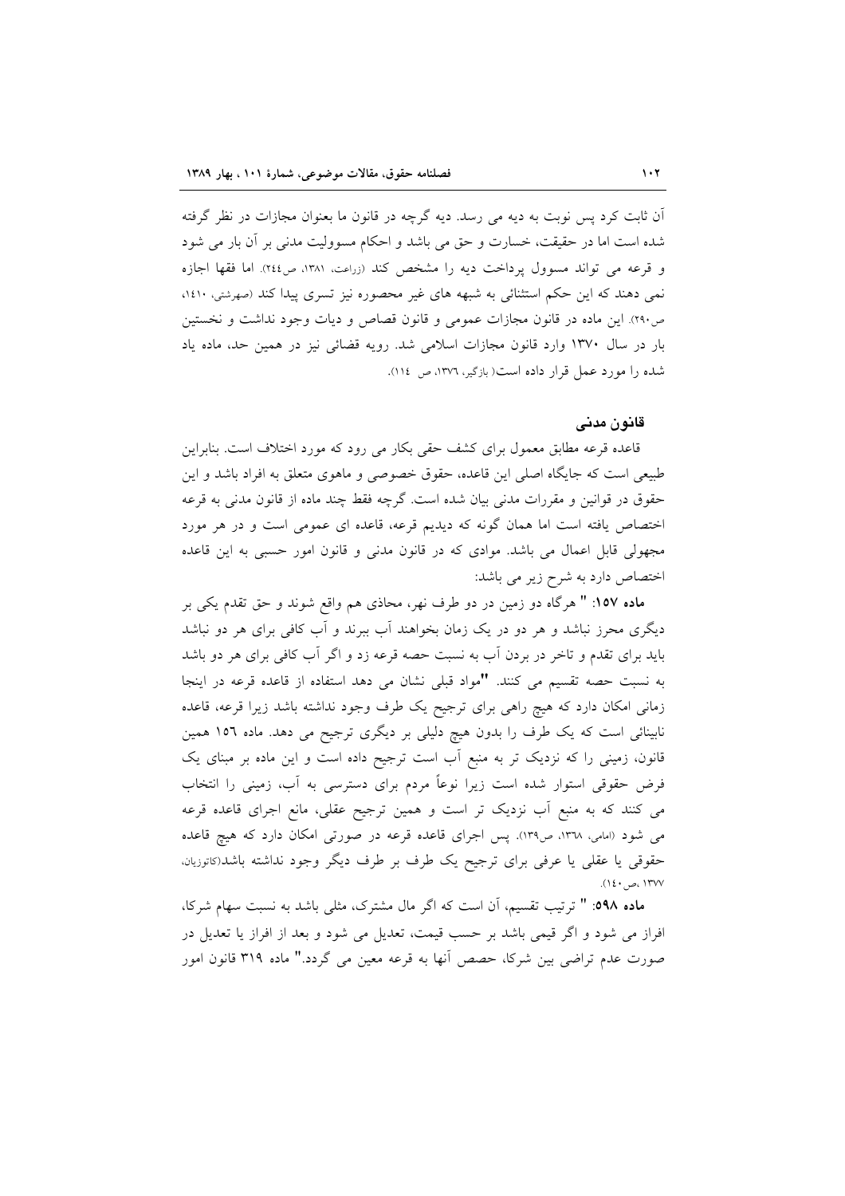آن ثابت کرد پس نوبت به دیه می رسد. دیه گرچه در قانون ما بعنوان مجازات در نظر گرفته شده است اما در حقیقت، خسارت و حق می باشد و احکام مسوولیت مدنی بر آن بار می شود و قرعه می تواند مسوول پرداخت دیه را مشخص کند (زراعت، ۱۳۸۱، ص۲٤٤). اما فقها اجازه نمی دهند که این حکم استثنائی به شبهه های غیر محصوره نیز تسری پیدا کند (صهرشتی، ۱٤۱۰، ص۲۹۰). این ماده در قانون مجازات عمومی و قانون قصاص و دیات وجود نداشت و نخستین بار در سال ۱۳۷۰ وارد قانون مجازات اسلامی شد. رویه قضائی نیز در همین حد، ماده یاد شده را مورد عمل قرار داده است( بازگیر، ۱۳۷٦، ص ۱۱٤).

### قانون مدنی

قاعده قرعه مطابق معمول برای کشف حقی بکار می رود که مورد اختلاف است. بنابراین طبیعی است که جایگاه اصلی این قاعده، حقوق خصوصی و ماهوی متعلق به افراد باشد و این حقوق در قوانین و مقررات مدنی بیان شده است. گرچه فقط چند ماده از قانون مدنی به قرعه اختصاص یافته است اما همان گونه که دیدیم قرعه، قاعده ای عمومی است و در هر مورد مجهولی قابل اعمال می باشد. موادی که در قانون مدنی و قانون امور حسبی به این قاعده اختصاص دارد به شرح زیر می باشد:

**ماده ۱۵۷**: " هرگاه دو زمین در دو طرف نهر، محاذی هم واقع شوند و حق تقدم یکی بر دیگری محرز نباشد و هر دو در یک زمان بخواهند آب ببرند و آب کافی برای هر دو نباشد باید برای تقدم و تاخر در بردن آب به نسبت حصه قرعه زد و اگر آب کافی برای هر دو باشد به نسبت حصه تقسیم می کنند. "مواد قبلی نشان می دهد استفاده از قاعده قرعه در اینجا زمانی امکان دارد که هیچ راهی برای ترجیح یک طرف وجود نداشته باشد زیرا قرعه، قاعده نابینائی است که یک طرف را بدون هیچ دلیلی بر دیگری ترجیح می دهد. ماده ۱٥٦ همین قانون، زمینی را که نزدیک تر به منبع آب است ترجیح داده است و این ماده بر مبنای یک فرض حقوقی استوار شده است زیرا نوعاً مردم برای دسترسی به آب، زمینی را انتخاب می کنند که به منبع آب نزدیک تر است و همین ترجیح عقلی، مانع اجرای قاعده قرعه می شود (امامی، ۱۳٦۸، ص۱۳۹). پس اجرای قاعده قرعه در صورتی امکان دارد که هیچ قاعده حقوقی یا عقلی یا عرفی برای ترجیح یک طرف بر طرف دیگر وجود نداشته باشد(کاتوزیان، ۱۳۷۷ ،ص۱٤۰).

**ماده ۵۹۸**: " ترتیب تقسیم، آن است که اگر مال مشترک، مثلی باشد به نسبت سهام شرکا، افراز می شود و اگر قیمی باشد بر حسب قیمت، تعدیل می شود و بعد از افراز یا تعدیل در صورت عدم تراضی بین شرکا، حصص آنها به قرعه معین می گردد." ماده ۳۱۹ قانون امور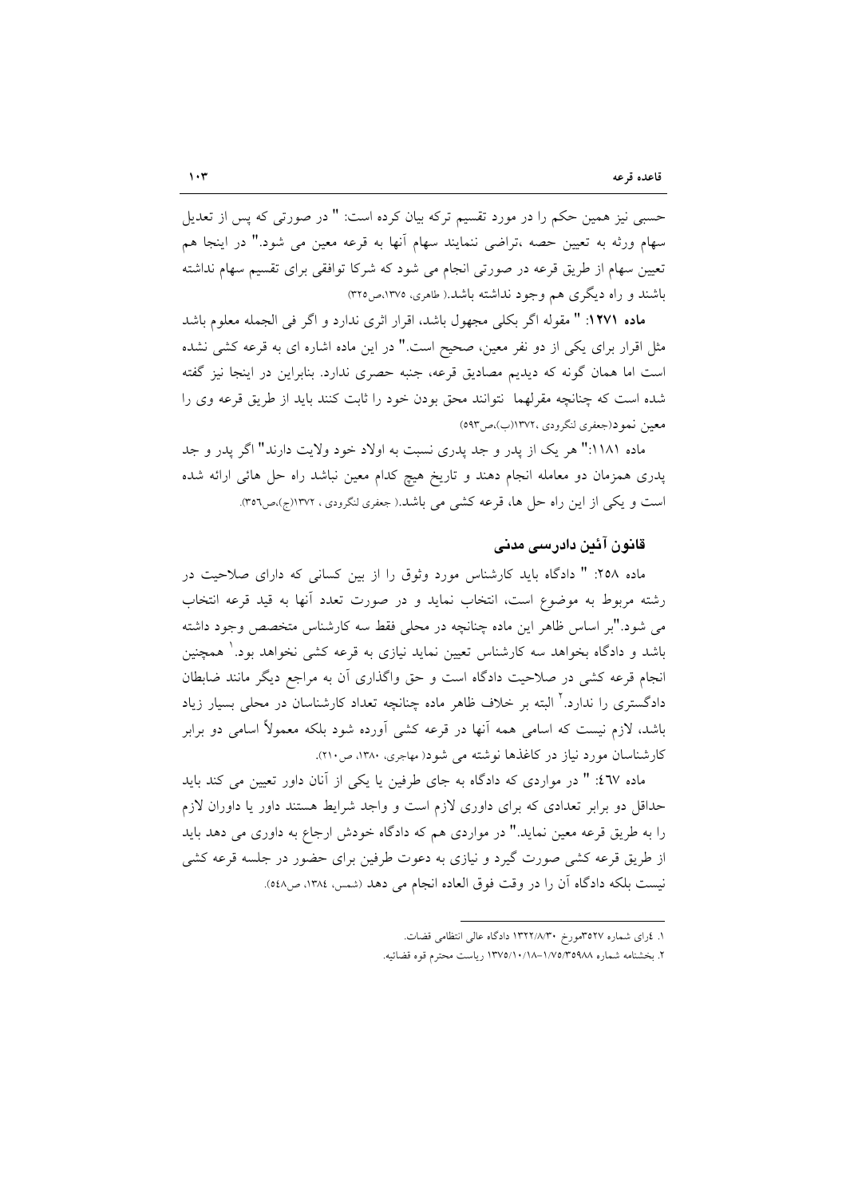حسبی نیز همین حکم را در مورد تقسیم ترکه بیان کرده است: " در صورتی که پس از تعدیل سهام ورثه به تعیین حصه ،تراضی ننمایند سهام آنها به قرعه معین می شود." در اینجا هم تعیین سهام از طریق قرعه در صورتی انجام می شود که شرکا توافقی برای تقسیم سهام نداشته باشند و راه دیگری هم وجود نداشته باشد.( طاهری، ۱۳۷۵،ص۳۲۵)

**ماده ۱۲۷۱**: " مقوله اگر بکلی مجهول باشد، اقرار اثری ندارد و اگر فی الجمله معلوم باشد مثل اقرار برای یکی از دو نفر معین، صحیح است." در این ماده اشاره ای به قرعه کشی نشده است اما همان گونه که دیدیم مصادیق قرعه، جنبه حصری ندارد. بنابراین در اینجا نیز گفته شده است که چنانچه مقرلهما نتوانند محق بودن خود را ثابت کنند باید از طریق قرعه وی را معین نمود(جعفری لنگرودی ،۱۳۷۲(ب)،ص۵۹۳)

ماده ۱۱۸۱:" هر یک از پدر و جد پدری نسبت به اولاد خود ولایت دارند" اگر پدر و جد پدری همزمان دو معامله انجام دهند و تاریخ هیچ کدام معین نباشد راه حل هائی ارائه شده است و یکی از این راه حل ها، قرعه کشی می باشد.( جعفری لنگرودی ، ۱۳۷۲(ج)،ص۳۵٦).

## قانون آئین دادرسی مدنی

ماده ۲۵۸: " دادگاه باید کارشناس مورد وثوق را از بین کسانی که دارای صلاحیت در رشته مربوط به موضوع است، انتخاب نماید و در صورت تعدد آنها به قید قرعه انتخاب می شود."بر اساس ظاهر این ماده چنانچه در محلی فقط سه کارشناس متخصص وجود داشته باشد و دادگاه بخواهد سه کارشناس تعیین نماید نیازی به قرعه کشی نخواهد بود.[1] همچنین انجام قرعه کشی در صلاحیت دادگاه است و حق واگذاری آن به مراجع دیگر مانند ضابطان دادگستری را ندارد.[2] البته بر خلاف ظاهر ماده چنانچه تعداد کارشناسان در محلی بسیار زیاد باشد، لازم نیست که اسامی همه آنها در قرعه کشی آورده شود بلکه معمولاً اسامی دو برابر کارشناسان مورد نیاز در کاغذها نوشته می شود( مهاجری، ۱۳۸۰، ص۲۱۰).

ماده ٤٦٧: " در مواردی که دادگاه به جای طرفین یا یکی از آنان داور تعیین می کند باید حداقل دو برابر تعدادی که برای داوری لازم است و واجد شرایط هستند داور یا داوران لازم را به طریق قرعه معین نماید." در مواردی هم که دادگاه خودش ارجاع به داوری می دهد باید از طریق قرعه کشی صورت گیرد و نیازی به دعوت طرفین برای حضور در جلسه قرعه کشی نیست بلکه دادگاه آن را در وقت فوق العاده انجام می دهد (شمس، ۱۳۸٤، ص٥٤٨).

---

۱. ٤رای شماره ۳۵۲۷مورخ ۱۳۲۲/۸/۳۰ دادگاه عالی انتظامی قضات.

۲. بخشنامه شماره ۱/۷۵/۳۵۹۸۸–۱۳۷۵/۱۰/۱۸ ریاست محترم قوه قضائیه.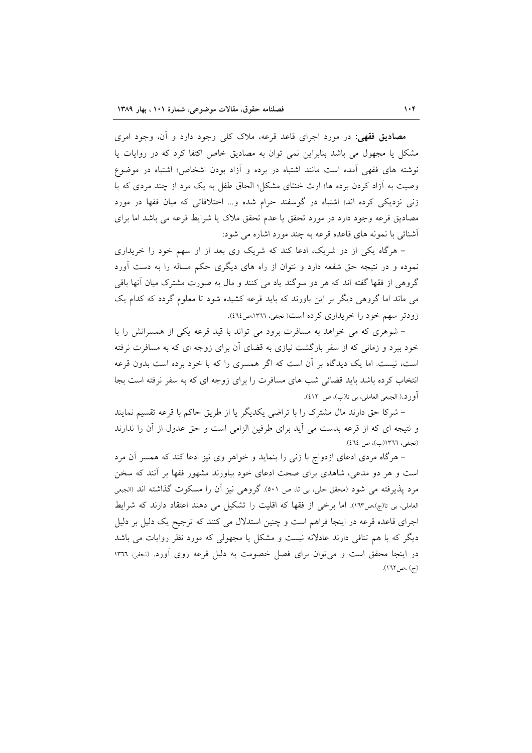**مصادیق فقهی:** در مورد اجرای قاعد قرعه، ملاک کلی وجود دارد و آن، وجود امری مشکل یا مجهول می باشد بنابراین نمی توان به مصادیق خاص اکتفا کرد که در روایات یا نوشته های فقهی آمده است مانند اشتباه در برده و آزاد بودن اشخاص؛ اشتباه در موضوع وصیت به آزاد کردن برده ها؛ ارث خنثای مشکل؛ الحاق طفل به یک مرد از چند مردی که با زنی نزدیکی کرده اند؛ اشتباه در گوسفند حرام شده و... اختلافاتی که میان فقها در مورد مصادیق قرعه وجود دارد در مورد تحقق یا عدم تحقق ملاک یا شرایط قرعه می باشد اما برای آشنائی با نمونه های قاعده قرعه به چند مورد اشاره می شود:

– هرگاه یکی از دو شریک، ادعا کند که شریک وی بعد از او سهم خود را خریداری نموده و در نتیجه حق شفعه دارد و نتوان از راه های دیگری حکم مساله را به دست آورد گروهی از فقها گفته اند که هر دو سوگند یاد می کنند و مال به صورت مشترک میان آنها باقی می ماند اما گروهی دیگر بر این باورند که باید قرعه کشیده شود تا معلوم گردد که کدام یک زودتر سهم خود را خریداری کرده است( نجفی، ١٣٦٦،ص٤٦٤).

– شوهری که می خواهد به مسافرت برود می تواند با قید قرعه یکی از همسرانش را با خود ببرد و زمانی که از سفر بازگشت نیازی به قضای آن برای زوجه ای که به مسافرت نرفته است، نیست. اما یک دیدگاه بر آن است که اگر همسری را که با خود برده است بدون قرعه انتخاب کرده باشد باید قضائی شب های مسافرت را برای زوجه ای که به سفر نرفته است بجا آورد.( الجبعی العاملی، بی تا(ب)، ص ٤١٢).

– شرکا حق دارند مال مشترک را با تراضی یکدیگر یا از طریق حاکم با قرعه تقسیم نمایند و نتیجه ای که از قرعه بدست می آید برای طرفین الزامی است و حق عدول از آن را ندارند (نجفی، ١٣٦٦(ب)، ص ٤٦٤).

– هرگاه مردی ادعای ازدواج با زنی را بنماید و خواهر وی نیز ادعا کند که همسر آن مرد است و هر دو مدعی، شاهدی برای صحت ادعای خود بیاورند مشهور فقها بر آنند که سخن مرد پذیرفته می شود (محقق حلی، بی تا، ص ٥٠١). گروهی نیز آن را مسکوت گذاشته اند (الجبعی العاملی، بی تا(ج)،ص١٦٣). اما برخی از فقها که اقلیت را تشکیل می دهند اعتقاد دارند که شرایط اجرای قاعده قرعه در اینجا فراهم است و چنین استدلال می کنند که ترجیح یک دلیل بر دلیل دیگر که با هم تنافی دارند عادلانه نیست و مشکل یا مجهولی که مورد نظر روایات می باشد در اینجا محقق است و می‌توان برای فصل خصومت به دلیل قرعه روی آورد. (نجفی، ١٣٦٦ (ج) ،ص١٦٢).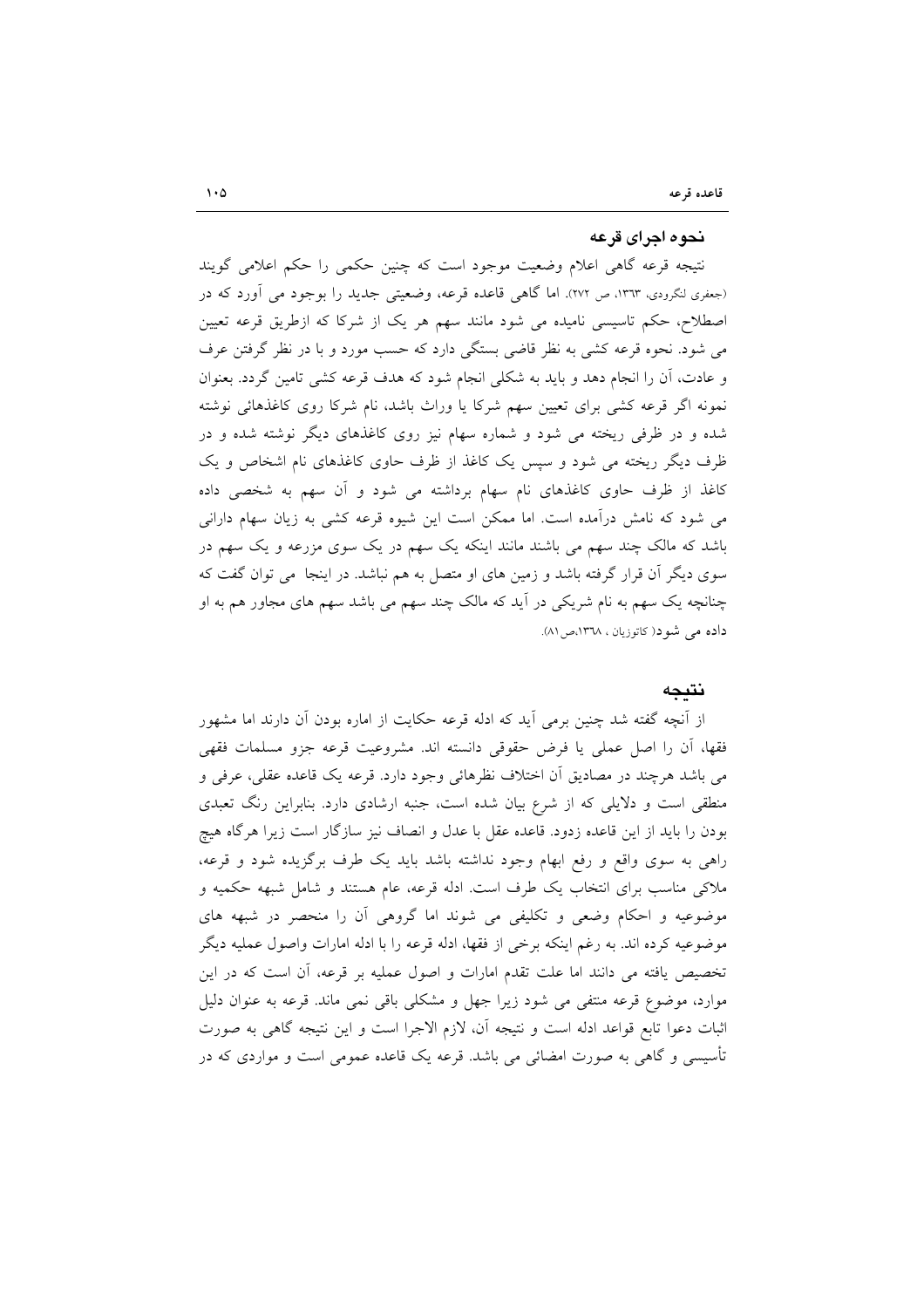## نحوه اجرای قرعه

نتیجه قرعه گاهی اعلام وضعیت موجود است که چنین حکمی را حکم اعلامی گویند (جعفری لنگرودی، ۱۳۶۳، ص ۲۷۲). اما گاهی قاعده قرعه، وضعیتی جدید را بوجود می آورد که در اصطلاح، حکم تاسیسی نامیده می شود مانند سهم هر یک از شرکا که ازطریق قرعه تعیین می شود. نحوه قرعه کشی به نظر قاضی بستگی دارد که حسب مورد و با در نظر گرفتن عرف و عادت، آن را انجام دهد و باید به شکلی انجام شود که هدف قرعه کشی تامین گردد. بعنوان نمونه اگر قرعه کشی برای تعیین سهم شرکا یا وراث باشد، نام شرکا روی کاغذهائی نوشته شده و در ظرفی ریخته می شود و شماره سهام نیز روی کاغذهای دیگر نوشته شده و در ظرف دیگر ریخته می شود و سپس یک کاغذ از ظرف حاوی کاغذهای نام اشخاص و یک کاغذ از ظرف حاوی کاغذهای نام سهام برداشته می شود و آن سهم به شخصی داده می شود که نامش درآمده است. اما ممکن است این شیوه قرعه کشی به زیان سهام دارانی باشد که مالک چند سهم می باشند مانند اینکه یک سهم در یک سوی مزرعه و یک سهم در سوی دیگر آن قرار گرفته باشد و زمین های او متصل به هم نباشد. در اینجا می توان گفت که چنانچه یک سهم به نام شریکی در آید که مالک چند سهم می باشد سهم های مجاور هم به او داده می شود( کاتوزیان ، ۱۳۶۸،ص ۸۱).

## نتیجه

از آنچه گفته شد چنین برمی آید که ادله قرعه حکایت از اماره بودن آن دارند اما مشهور فقها، آن را اصل عملی یا فرض حقوقی دانسته اند. مشروعیت قرعه جزو مسلمات فقهی می باشد هرچند در مصادیق آن اختلاف نظرهائی وجود دارد. قرعه یک قاعده عقلی، عرفی و منطقی است و دلایلی که از شرع بیان شده است، جنبه ارشادی دارد. بنابراین رنگ تعبدی بودن را باید از این قاعده زدود. قاعده عقل با عدل و انصاف نیز سازگار است زیرا هرگاه هیچ راهی به سوی واقع و رفع ابهام وجود نداشته باشد باید یک طرف برگزیده شود و قرعه، ملاکی مناسب برای انتخاب یک طرف است. ادله قرعه، عام هستند و شامل شبهه حکمیه و موضوعیه و احکام وضعی و تکلیفی می شوند اما گروهی آن را منحصر در شبهه های موضوعیه کرده اند. به رغم اینکه برخی از فقها، ادله قرعه را با ادله امارات واصول عملیه دیگر تخصیص یافته می دانند اما علت تقدم امارات و اصول عملیه بر قرعه، آن است که در این موارد، موضوع قرعه منتفی می شود زیرا جهل و مشکلی باقی نمی ماند. قرعه به عنوان دلیل اثبات دعوا تابع قواعد ادله است و نتیجه آن، لازم الاجرا است و این نتیجه گاهی به صورت تأسیسی و گاهی به صورت امضائی می باشد. قرعه یک قاعده عمومی است و مواردی که در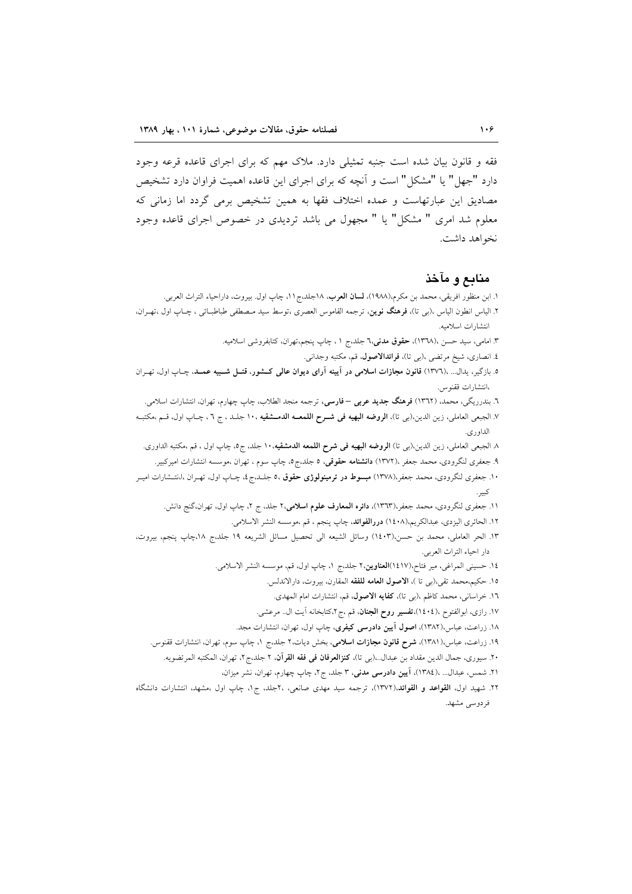فقه و قانون بیان شده است جنبه تمثیلی دارد. ملاک مهم که برای اجرای قاعده قرعه وجود دارد "جهل" یا "مشکل" است و آنچه که برای اجرای این قاعده اهمیت فراوان دارد تشخیص مصادیق این عبارتهاست و عمده اختلاف فقها به همین تشخیص برمی گردد اما زمانی که معلوم شد امری " مشکل" یا " مجهول می باشد تردیدی در خصوص اجرای قاعده وجود نخواهد داشت.

## منابع و مآخذ

۱. ابن منظور افریقی، محمد بن مکرم،(۱۹۸۸)، **لسان العرب**، ۱۸جلد،ج۱۱، چاپ اول. بیروت، داراحیاء التراث العربی.

۲. الیاس انطون الیاس ،(بی تا)، **فرهنگ نوین**، ترجمه القاموس العصری ،توسط سید مصطفی طباطبائی ، چاپ اول ،تهران، انتشارات اسلامیه.

۳. امامی، سید حسن ،(۱۳٦۸)، **حقوق مدنی**،٦ جلد،ج ۱ ، چاپ پنجم،تهران، کتابفروشی اسلامیه.

٤. انصاری، شیخ مرتضی ،(بی تا)، **فرائدالاصول**، قم، مکتبه وجدانی.

٥. بازگیر، یدال... ،(۱۳۷٦) **قانون مجازات اسلامی در آیینه آرای دیوان عالی کشور، قتل شبیه عمد**، چاپ اول، تهران ،انتشارات ققنوس.

٦. بندرریگی، محمد، (۱۳٦۲) **فرهنگ جدید عربی – فارسی**، ترجمه منجد الطلاب، چاپ چهارم، تهران، انتشارات اسلامی.

۷. الجبعی العاملی، زین الدین،(بی تا)، **الروضه البهیه فی شرح اللمعه الدمشقیه** ،۱۰ جلد ، ج ٦ ، چاپ اول، قم ،مکتبه الداوری.

۸. الجبعی العاملی، زین الدین،(بی تا) **الروضه البهیه فی شرح اللمعه الدمشقیه**،۱۰ جلد، ج٥، چاپ اول ، قم ،مکتبه الداوری.

۹. جعفری لنگرودی، محمد جعفر ،(۱۳۷۲) **دانشنامه حقوقی**، ٥ جلد،ج٥، چاپ سوم ، تهران ،موسسه انتشارات امیرکبیر.

۱۰. جعفری لنگرودی، محمد جعفر،(۱۳۷۸) **مبسوط در ترمینولوژی حقوق** ،٥ جلد،ج٤، چاپ اول، تهران ،انتشارات امیر کبیر.

۱۱. جعفری لنگرودی، محمد جعفر،(۱۳٦۳)، **دائره المعارف علوم اسلامی**،۲ جلد، ج ۲، چاپ اول، تهران،گنج دانش.

۱۲. الحائری الیزدی، عبدالکریم،(۱٤۰۸) **دررالفوائد**، چاپ پنجم ، قم ،موسسه النشر الاسلامی.

۱۳. الحر العاملی، محمد بن حسن،(۱٤۰۳) وسائل الشیعه الی تحصیل مسائل الشریعه ۱۹ جلد،ج ۱۸،چاپ پنجم، بیروت، دار احیاء التراث العربی.

۱٤. حسینی المراغی، میر فتاح،(۱٤۱۷)**العناوین**،۲ جلد،ج ۱، چاپ اول، قم، موسسه النشر الاسلامی.

۱٥. حکیم،محمد تقی،(بی تا )، **الاصول العامه للفقه** المقارن، بیروت، دارالاندلس.

۱٦. خراسانی، محمد کاظم ،(بی تا)، **کفایه الاصول**، قم، انتشارات امام المهدی.

۱۷. رازی، ابوالفتوح ،(۱٤۰٤)،**تفسیر روح الجنان**، قم ،ج۲،کتابخانه آیت ال.. مرعشی.

۱۸. زراعت، عباس،(۱۳۸۲)، **اصول آیین دادرسی کیفری**، چاپ اول، تهران، انتشارات مجد.

۱۹. زراعت، عباس،(۱۳۸۱)، **شرح قانون مجازات اسلامی**، بخش دیات،۲ جلد،ج ۱، چاپ سوم، تهران، انتشارات ققنوس.

۲۰. سیوری، جمال الدین مقداد بن عبدال..،(بی تا)، **کنزالعرفان فی فقه القرآن**، ۲ جلد،ج۲، تهران، المکتبه المرتضویه.

۲۱. شمس، عبدال... ،(۱۳۸٤)، **آیین دادرسی مدنی**، ۳ جلد، ج۲، چاپ چهارم، تهران، نشر میزان،

۲۲. شهید اول، **القواعد و الفوائد**،(۱۳۷۲)، ترجمه سید مهدی صانعی، ،۲جلد، ج۱، چاپ اول ،مشهد، انتشارات دانشگاه فردوسی مشهد.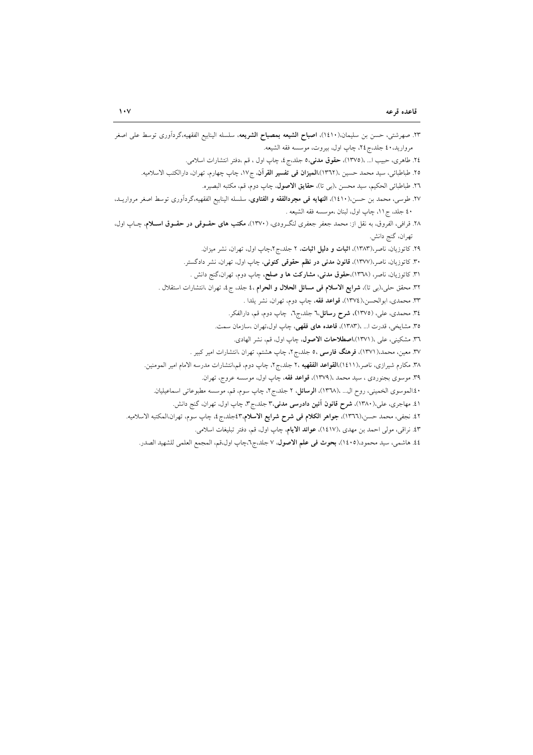۲۳. صهرشتی، حسن بن سلیمان،(۱٤۱۰)، **اصباح الشیعه بمصباح الشریعه**، سلسله الینابیع الفقهیه،گردآوری توسط علی اصغر مروارید، ٤۰ جلد،ج۲٤، چاپ اول، بیروت، موسسه فقه الشیعه.

۲٤. طاهری، حبیب ا... ،(۱۳۷۵)، **حقوق مدنی**،۵ جلد،ج٤، چاپ اول ، قم ،دفتر انتشارات اسلامی.

۲۵. طباطبائی، سید محمد حسین ،(۱۳٦۲)،**المیزان فی تفسیر القرآن**، ج۱۷، چاپ چهارم، تهران، دارالکتب الاسلامیه.

۲٦. طباطبائی الحکیم، سید محسن ،(بی تا)، **حقایق الاصول**، چاپ دوم، قم، مکتبه البصیره.

۲۷. طوسی، محمد بن حسن،(۱٤۱۰)، **النهایه فی مجردالفقه و الفتاوی**، سلسله الینابیع الفقهیه،گردآوری توسط اصغر مروارید، ٤۰ جلد، ج۱۱، چاپ اول، لبنان ،موسسه فقه الشیعه .

۲۸. قرافی، الفروق، به نقل از: محمد جعفر جعفری لنگرودی، (۱۳۷۰)، **مکتب های حقوقی در حقوق اسلام**، چاپ اول، تهران، گنج دانش.

۲۹. کاتوزیان، ناصر،(۱۳۸۳)، **اثبات و دلیل اثبات**، ۲ جلد،ج۲،چاپ اول، تهران، نشر میزان.

۳۰. کاتوزیان، ناصر،(۱۳۷۷)، **قانون مدنی در نظم حقوقی کنونی**، چاپ اول، تهران، نشر دادگستر.

۳۱. کاتوزیان، ناصر، (۱۳٦۸)،**حقوق مدنی، مشارکت ها و صلح**، چاپ دوم، تهران،گنج دانش .

۳۲. محقق حلی،(بی تا)، **شرایع الاسلام فی مسائل الحلال و الحرام** ،٤ جلد، ج٤، تهران ،انتشارات استقلال .

۳۳. محمدی، ابوالحسن،(۱۳۷٤)، **قواعد فقه**، چاپ دوم، تهران، نشر یلدا .

۳٤. محمدی، علی، (۱۳۷۵)، **شرح رسائل**،٦ جلد،ج٦، چاپ دوم، قم، دارالفکر.

۳۵. مشایخی، قدرت ا... ،(۱۳۸۳)، **قاعده های فقهی**، چاپ اول،تهران ،سازمان سمت.

۳٦. مشکینی، علی ،(۱۳۷۱)،**اصطلاحات الاصول**، چاپ اول، قم، نشر الهادی.

۳۷. معین، محمد،(۱۳۷۱)، **فرهنگ فارسی** ،۵ جلد،ج۲، چاپ هشتم، تهران ،انتشارات امیر کبیر .

۳۸. مکارم شیرازی، ناصر،(۱٤۱۱)،**القواعد الفقهیه** ،۲ جلد،ج۲، چاپ دوم، قم،انتشارات مدرسه الامام امیر المومنین.

۳۹. موسوی بجنوردی ، سید محمد ،(۱۳۷۹)، **قواعد فقه**، چاپ اول، موسسه عروج، تهران.

٤۰.الموسوی الخمینی، روح ال... ،(۱۳٦۸)، **الرسائل**، ۲ جلد،ج۲، چاپ سوم، قم، موسسه مطبوعاتی اسماعیلیان.

٤۱. مهاجری، علی،(۱۳۸۰)، **شرح قانون آئین دادرسی مدنی**،۳ جلد،ج۳، چاپ اول، تهران، گنج دانش.

٤۲. نجفی، محمد حسن،(۱۳٦٦)، **جواهر الکلام فی شرح شرایع الاسلام**،٤۳جلد،ج٤، چاپ سوم، تهران،المکتبه الاسلامیه.

٤۳. نراقی، مولی احمد بن مهدی ،(۱٤۱۷)، **عوائد الایام**، چاپ اول، قم، دفتر تبلیغات اسلامی.

٤٤. هاشمی، سید محمود،(۱٤۰۵)، **بحوث فی علم الاصول**، ۷ جلد،ج٦،چاپ اول،قم، المجمع العلمی للشهید الصدر.